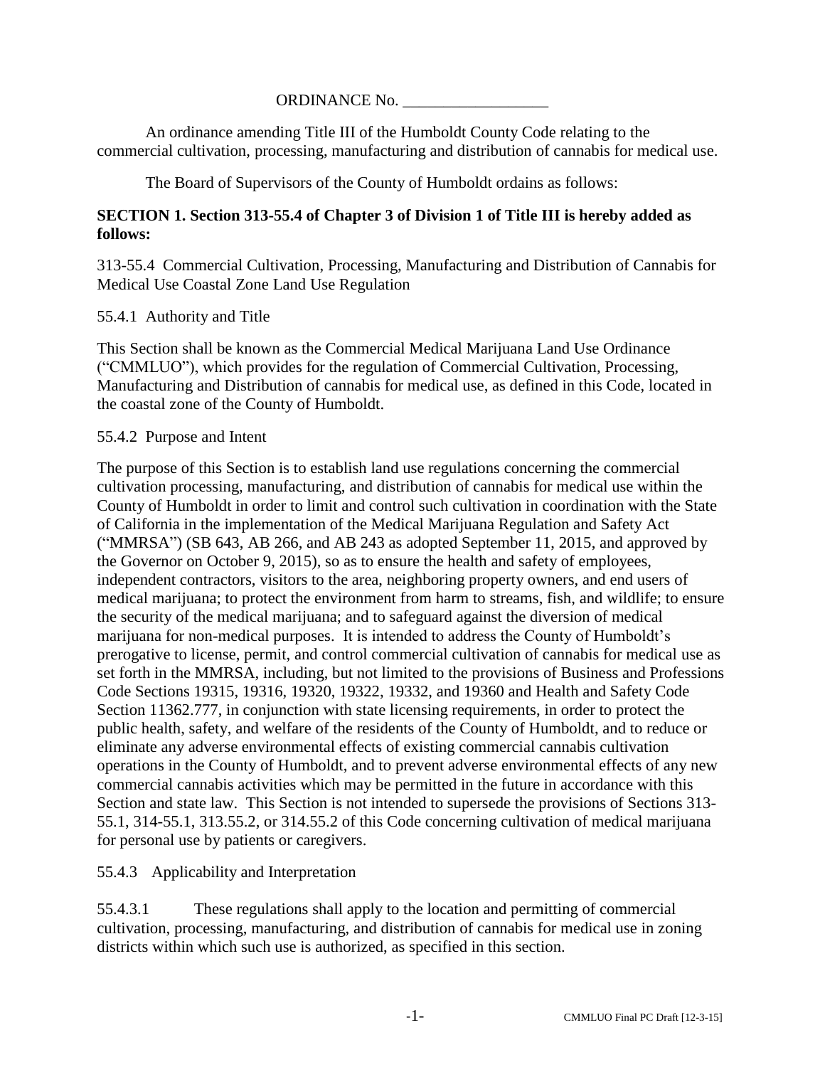ORDINANCE No. __________________

An ordinance amending Title III of the Humboldt County Code relating to the commercial cultivation, processing, manufacturing and distribution of cannabis for medical use.

The Board of Supervisors of the County of Humboldt ordains as follows:

**SECTION 1. Section 313-55.4 of Chapter 3 of Division 1 of Title III is hereby added as follows:**

313-55.4 Commercial Cultivation, Processing, Manufacturing and Distribution of Cannabis for Medical Use Coastal Zone Land Use Regulation

55.4.1 Authority and Title

This Section shall be known as the Commercial Medical Marijuana Land Use Ordinance ("CMMLUO"), which provides for the regulation of Commercial Cultivation, Processing, Manufacturing and Distribution of cannabis for medical use, as defined in this Code, located in the coastal zone of the County of Humboldt.

55.4.2 Purpose and Intent

The purpose of this Section is to establish land use regulations concerning the commercial cultivation processing, manufacturing, and distribution of cannabis for medical use within the County of Humboldt in order to limit and control such cultivation in coordination with the State of California in the implementation of the Medical Marijuana Regulation and Safety Act ("MMRSA") (SB 643, AB 266, and AB 243 as adopted September 11, 2015, and approved by the Governor on October 9, 2015), so as to ensure the health and safety of employees, independent contractors, visitors to the area, neighboring property owners, and end users of medical marijuana; to protect the environment from harm to streams, fish, and wildlife; to ensure the security of the medical marijuana; and to safeguard against the diversion of medical marijuana for non-medical purposes. It is intended to address the County of Humboldt's prerogative to license, permit, and control commercial cultivation of cannabis for medical use as set forth in the MMRSA, including, but not limited to the provisions of Business and Professions Code Sections 19315, 19316, 19320, 19322, 19332, and 19360 and Health and Safety Code Section 11362.777, in conjunction with state licensing requirements, in order to protect the public health, safety, and welfare of the residents of the County of Humboldt, and to reduce or eliminate any adverse environmental effects of existing commercial cannabis cultivation operations in the County of Humboldt, and to prevent adverse environmental effects of any new commercial cannabis activities which may be permitted in the future in accordance with this Section and state law. This Section is not intended to supersede the provisions of Sections 313-55.1, 314-55.1, 313.55.2, or 314.55.2 of this Code concerning cultivation of medical marijuana for personal use by patients or caregivers.

55.4.3 Applicability and Interpretation

55.4.3.1 These regulations shall apply to the location and permitting of commercial cultivation, processing, manufacturing, and distribution of cannabis for medical use in zoning districts within which such use is authorized, as specified in this section.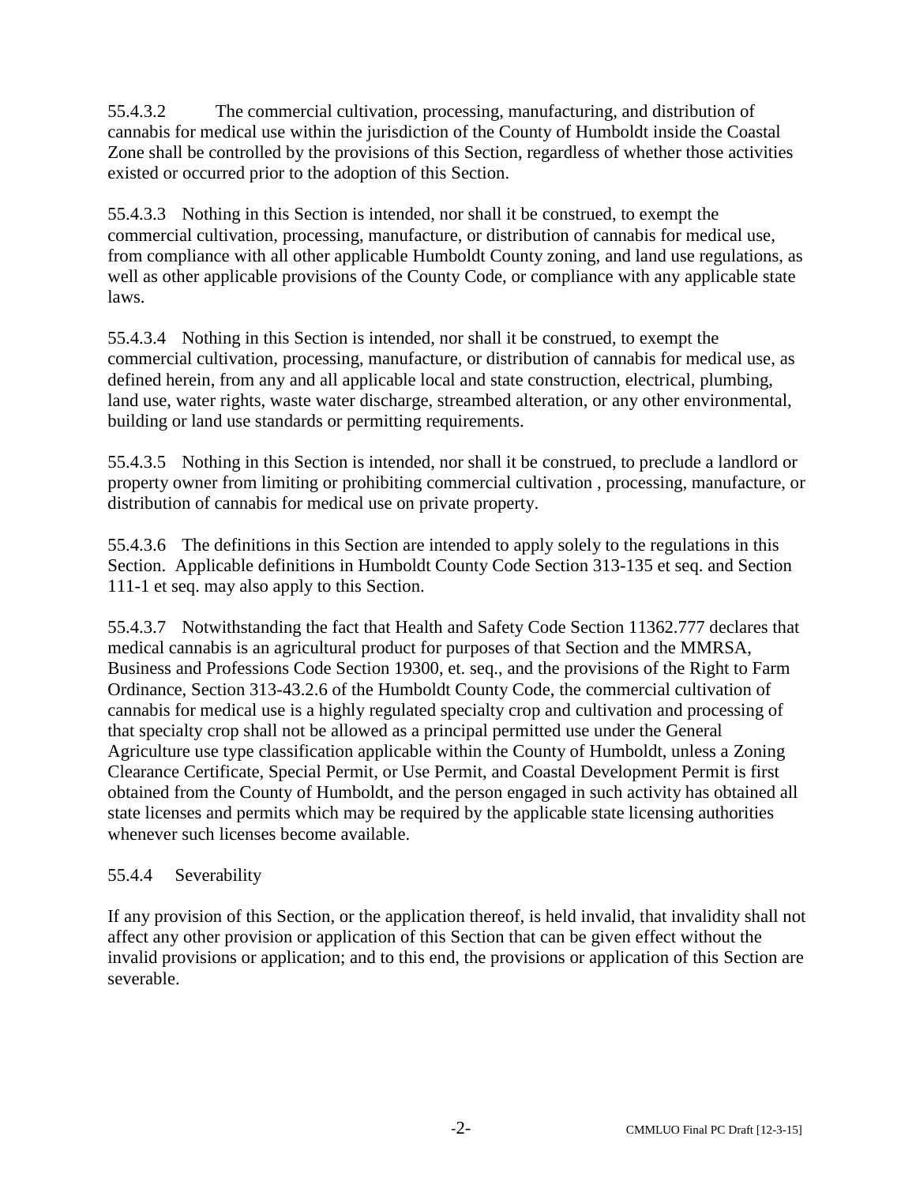55.4.3.2 The commercial cultivation, processing, manufacturing, and distribution of cannabis for medical use within the jurisdiction of the County of Humboldt inside the Coastal Zone shall be controlled by the provisions of this Section, regardless of whether those activities existed or occurred prior to the adoption of this Section.

55.4.3.3 Nothing in this Section is intended, nor shall it be construed, to exempt the commercial cultivation, processing, manufacture, or distribution of cannabis for medical use, from compliance with all other applicable Humboldt County zoning, and land use regulations, as well as other applicable provisions of the County Code, or compliance with any applicable state laws.

55.4.3.4 Nothing in this Section is intended, nor shall it be construed, to exempt the commercial cultivation, processing, manufacture, or distribution of cannabis for medical use, as defined herein, from any and all applicable local and state construction, electrical, plumbing, land use, water rights, waste water discharge, streambed alteration, or any other environmental, building or land use standards or permitting requirements.

55.4.3.5 Nothing in this Section is intended, nor shall it be construed, to preclude a landlord or property owner from limiting or prohibiting commercial cultivation , processing, manufacture, or distribution of cannabis for medical use on private property.

55.4.3.6 The definitions in this Section are intended to apply solely to the regulations in this Section. Applicable definitions in Humboldt County Code Section 313-135 et seq. and Section 111-1 et seq. may also apply to this Section.

55.4.3.7 Notwithstanding the fact that Health and Safety Code Section 11362.777 declares that medical cannabis is an agricultural product for purposes of that Section and the MMRSA, Business and Professions Code Section 19300, et. seq., and the provisions of the Right to Farm Ordinance, Section 313-43.2.6 of the Humboldt County Code, the commercial cultivation of cannabis for medical use is a highly regulated specialty crop and cultivation and processing of that specialty crop shall not be allowed as a principal permitted use under the General Agriculture use type classification applicable within the County of Humboldt, unless a Zoning Clearance Certificate, Special Permit, or Use Permit, and Coastal Development Permit is first obtained from the County of Humboldt, and the person engaged in such activity has obtained all state licenses and permits which may be required by the applicable state licensing authorities whenever such licenses become available.

55.4.4 Severability

If any provision of this Section, or the application thereof, is held invalid, that invalidity shall not affect any other provision or application of this Section that can be given effect without the invalid provisions or application; and to this end, the provisions or application of this Section are severable.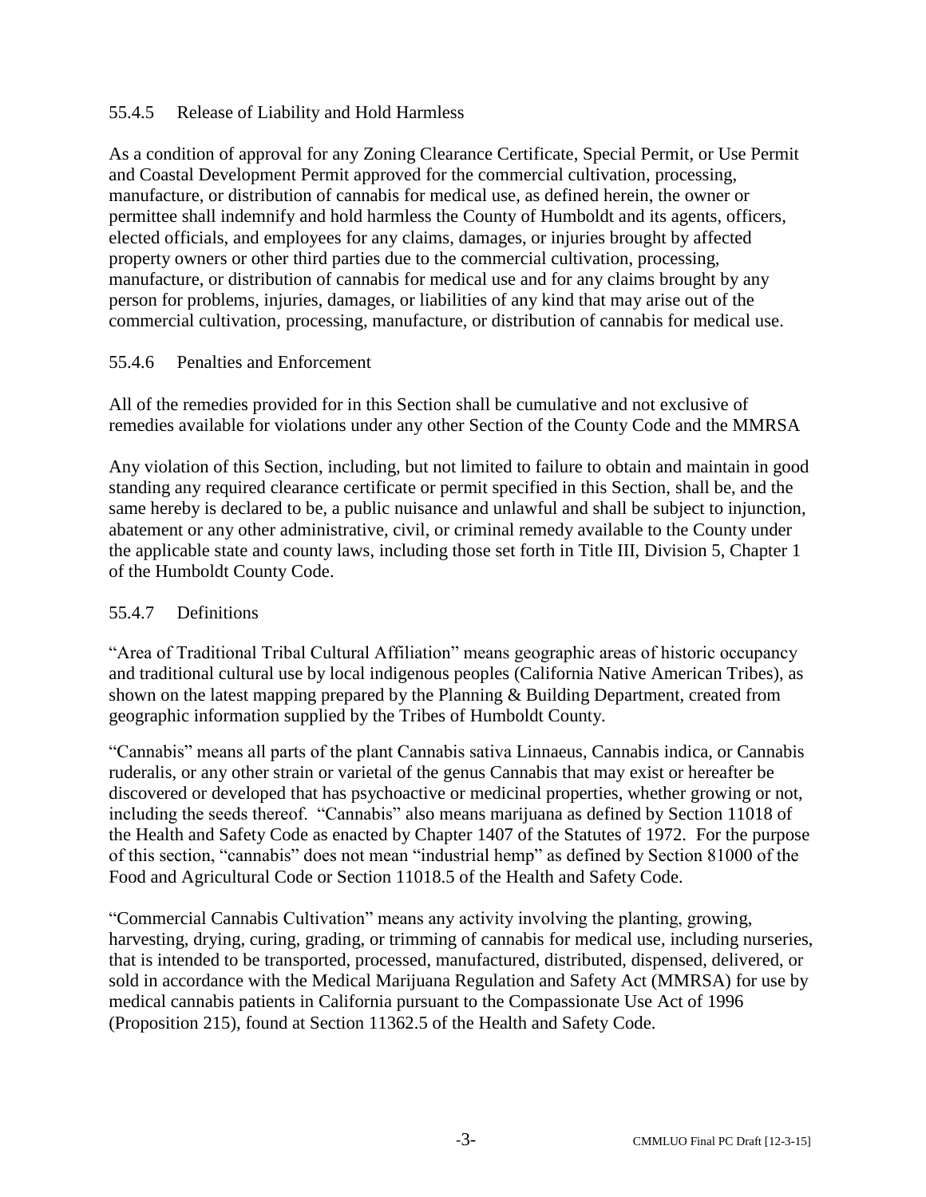### 55.4.5 Release of Liability and Hold Harmless

As a condition of approval for any Zoning Clearance Certificate, Special Permit, or Use Permit and Coastal Development Permit approved for the commercial cultivation, processing, manufacture, or distribution of cannabis for medical use, as defined herein, the owner or permittee shall indemnify and hold harmless the County of Humboldt and its agents, officers, elected officials, and employees for any claims, damages, or injuries brought by affected property owners or other third parties due to the commercial cultivation, processing, manufacture, or distribution of cannabis for medical use and for any claims brought by any person for problems, injuries, damages, or liabilities of any kind that may arise out of the commercial cultivation, processing, manufacture, or distribution of cannabis for medical use.

### 55.4.6 Penalties and Enforcement

All of the remedies provided for in this Section shall be cumulative and not exclusive of remedies available for violations under any other Section of the County Code and the MMRSA

Any violation of this Section, including, but not limited to failure to obtain and maintain in good standing any required clearance certificate or permit specified in this Section, shall be, and the same hereby is declared to be, a public nuisance and unlawful and shall be subject to injunction, abatement or any other administrative, civil, or criminal remedy available to the County under the applicable state and county laws, including those set forth in Title III, Division 5, Chapter 1 of the Humboldt County Code.

### 55.4.7 Definitions

"Area of Traditional Tribal Cultural Affiliation" means geographic areas of historic occupancy and traditional cultural use by local indigenous peoples (California Native American Tribes), as shown on the latest mapping prepared by the Planning & Building Department, created from geographic information supplied by the Tribes of Humboldt County.

"Cannabis" means all parts of the plant Cannabis sativa Linnaeus, Cannabis indica, or Cannabis ruderalis, or any other strain or varietal of the genus Cannabis that may exist or hereafter be discovered or developed that has psychoactive or medicinal properties, whether growing or not, including the seeds thereof. "Cannabis" also means marijuana as defined by Section 11018 of the Health and Safety Code as enacted by Chapter 1407 of the Statutes of 1972. For the purpose of this section, "cannabis" does not mean "industrial hemp" as defined by Section 81000 of the Food and Agricultural Code or Section 11018.5 of the Health and Safety Code.

"Commercial Cannabis Cultivation" means any activity involving the planting, growing, harvesting, drying, curing, grading, or trimming of cannabis for medical use, including nurseries, that is intended to be transported, processed, manufactured, distributed, dispensed, delivered, or sold in accordance with the Medical Marijuana Regulation and Safety Act (MMRSA) for use by medical cannabis patients in California pursuant to the Compassionate Use Act of 1996 (Proposition 215), found at Section 11362.5 of the Health and Safety Code.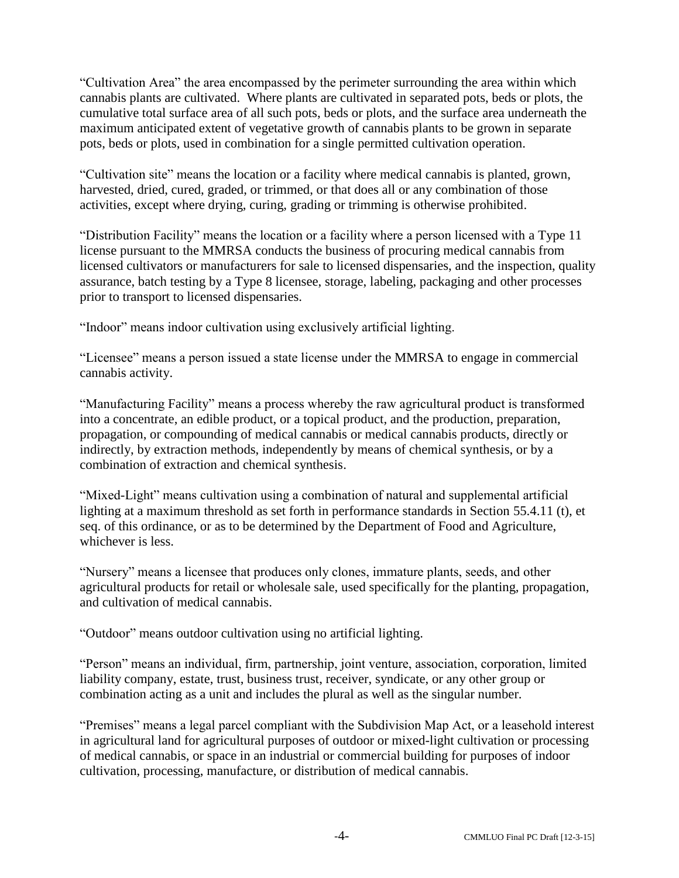“Cultivation Area” the area encompassed by the perimeter surrounding the area within which cannabis plants are cultivated. Where plants are cultivated in separated pots, beds or plots, the cumulative total surface area of all such pots, beds or plots, and the surface area underneath the maximum anticipated extent of vegetative growth of cannabis plants to be grown in separate pots, beds or plots, used in combination for a single permitted cultivation operation.

“Cultivation site” means the location or a facility where medical cannabis is planted, grown, harvested, dried, cured, graded, or trimmed, or that does all or any combination of those activities, except where drying, curing, grading or trimming is otherwise prohibited.

“Distribution Facility” means the location or a facility where a person licensed with a Type 11 license pursuant to the MMRSA conducts the business of procuring medical cannabis from licensed cultivators or manufacturers for sale to licensed dispensaries, and the inspection, quality assurance, batch testing by a Type 8 licensee, storage, labeling, packaging and other processes prior to transport to licensed dispensaries.

“Indoor” means indoor cultivation using exclusively artificial lighting.

“Licensee” means a person issued a state license under the MMRSA to engage in commercial cannabis activity.

“Manufacturing Facility” means a process whereby the raw agricultural product is transformed into a concentrate, an edible product, or a topical product, and the production, preparation, propagation, or compounding of medical cannabis or medical cannabis products, directly or indirectly, by extraction methods, independently by means of chemical synthesis, or by a combination of extraction and chemical synthesis.

“Mixed-Light” means cultivation using a combination of natural and supplemental artificial lighting at a maximum threshold as set forth in performance standards in Section 55.4.11 (t), et seq. of this ordinance, or as to be determined by the Department of Food and Agriculture, whichever is less.

“Nursery” means a licensee that produces only clones, immature plants, seeds, and other agricultural products for retail or wholesale sale, used specifically for the planting, propagation, and cultivation of medical cannabis.

“Outdoor” means outdoor cultivation using no artificial lighting.

“Person” means an individual, firm, partnership, joint venture, association, corporation, limited liability company, estate, trust, business trust, receiver, syndicate, or any other group or combination acting as a unit and includes the plural as well as the singular number.

“Premises” means a legal parcel compliant with the Subdivision Map Act, or a leasehold interest in agricultural land for agricultural purposes of outdoor or mixed-light cultivation or processing of medical cannabis, or space in an industrial or commercial building for purposes of indoor cultivation, processing, manufacture, or distribution of medical cannabis.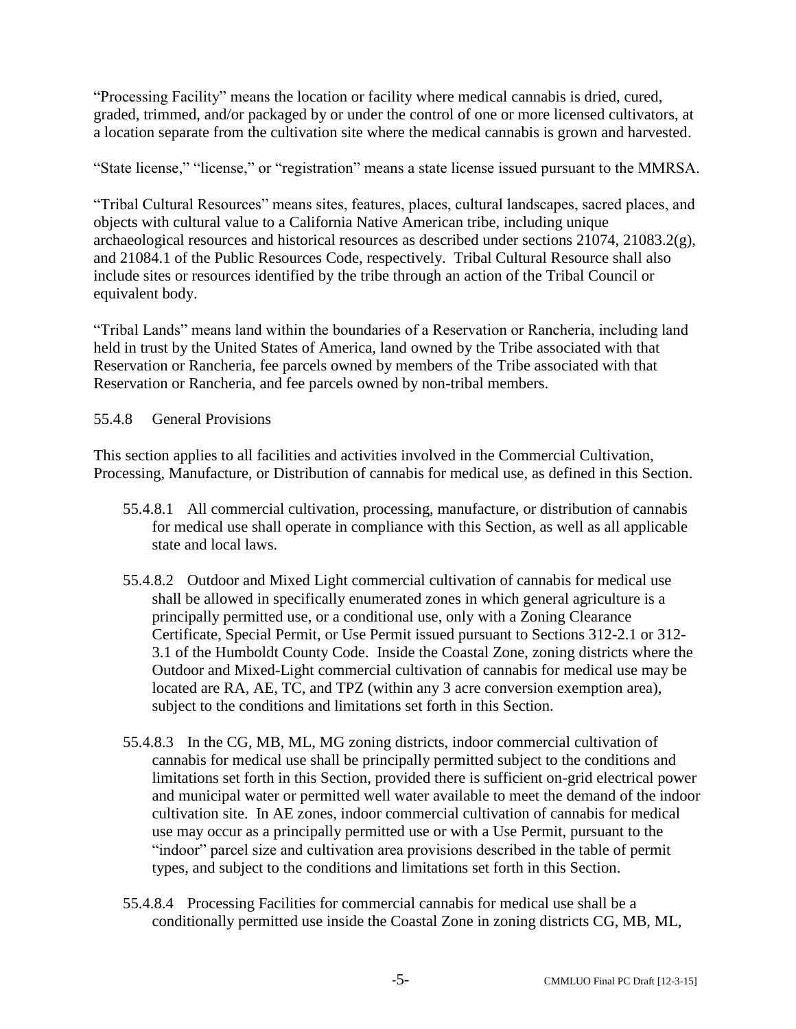"Processing Facility" means the location or facility where medical cannabis is dried, cured, graded, trimmed, and/or packaged by or under the control of one or more licensed cultivators, at a location separate from the cultivation site where the medical cannabis is grown and harvested.

"State license," "license," or "registration" means a state license issued pursuant to the MMRSA.

"Tribal Cultural Resources" means sites, features, places, cultural landscapes, sacred places, and objects with cultural value to a California Native American tribe, including unique archaeological resources and historical resources as described under sections 21074, 21083.2(g), and 21084.1 of the Public Resources Code, respectively. Tribal Cultural Resource shall also include sites or resources identified by the tribe through an action of the Tribal Council or equivalent body.

"Tribal Lands" means land within the boundaries of a Reservation or Rancheria, including land held in trust by the United States of America, land owned by the Tribe associated with that Reservation or Rancheria, fee parcels owned by members of the Tribe associated with that Reservation or Rancheria, and fee parcels owned by non-tribal members.

55.4.8 General Provisions

This section applies to all facilities and activities involved in the Commercial Cultivation, Processing, Manufacture, or Distribution of cannabis for medical use, as defined in this Section.

55.4.8.1 All commercial cultivation, processing, manufacture, or distribution of cannabis for medical use shall operate in compliance with this Section, as well as all applicable state and local laws.

55.4.8.2 Outdoor and Mixed Light commercial cultivation of cannabis for medical use shall be allowed in specifically enumerated zones in which general agriculture is a principally permitted use, or a conditional use, only with a Zoning Clearance Certificate, Special Permit, or Use Permit issued pursuant to Sections 312-2.1 or 312-3.1 of the Humboldt County Code. Inside the Coastal Zone, zoning districts where the Outdoor and Mixed-Light commercial cultivation of cannabis for medical use may be located are RA, AE, TC, and TPZ (within any 3 acre conversion exemption area), subject to the conditions and limitations set forth in this Section.

55.4.8.3 In the CG, MB, ML, MG zoning districts, indoor commercial cultivation of cannabis for medical use shall be principally permitted subject to the conditions and limitations set forth in this Section, provided there is sufficient on-grid electrical power and municipal water or permitted well water available to meet the demand of the indoor cultivation site. In AE zones, indoor commercial cultivation of cannabis for medical use may occur as a principally permitted use or with a Use Permit, pursuant to the "indoor" parcel size and cultivation area provisions described in the table of permit types, and subject to the conditions and limitations set forth in this Section.

55.4.8.4 Processing Facilities for commercial cannabis for medical use shall be a conditionally permitted use inside the Coastal Zone in zoning districts CG, MB, ML,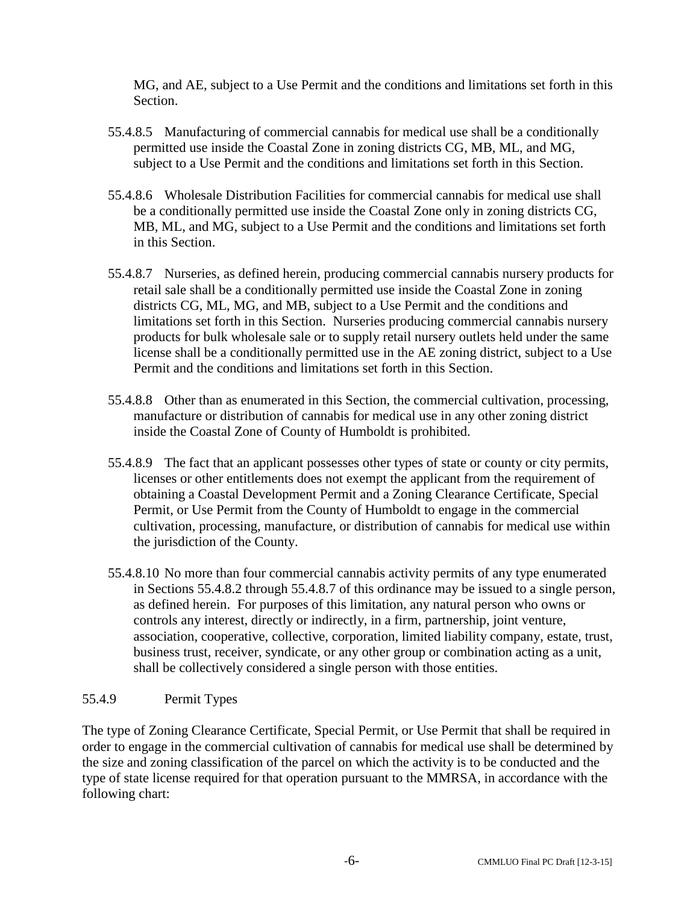MG, and AE, subject to a Use Permit and the conditions and limitations set forth in this Section.

55.4.8.5 Manufacturing of commercial cannabis for medical use shall be a conditionally permitted use inside the Coastal Zone in zoning districts CG, MB, ML, and MG, subject to a Use Permit and the conditions and limitations set forth in this Section.

55.4.8.6 Wholesale Distribution Facilities for commercial cannabis for medical use shall be a conditionally permitted use inside the Coastal Zone only in zoning districts CG, MB, ML, and MG, subject to a Use Permit and the conditions and limitations set forth in this Section.

55.4.8.7 Nurseries, as defined herein, producing commercial cannabis nursery products for retail sale shall be a conditionally permitted use inside the Coastal Zone in zoning districts CG, ML, MG, and MB, subject to a Use Permit and the conditions and limitations set forth in this Section. Nurseries producing commercial cannabis nursery products for bulk wholesale sale or to supply retail nursery outlets held under the same license shall be a conditionally permitted use in the AE zoning district, subject to a Use Permit and the conditions and limitations set forth in this Section.

55.4.8.8 Other than as enumerated in this Section, the commercial cultivation, processing, manufacture or distribution of cannabis for medical use in any other zoning district inside the Coastal Zone of County of Humboldt is prohibited.

55.4.8.9 The fact that an applicant possesses other types of state or county or city permits, licenses or other entitlements does not exempt the applicant from the requirement of obtaining a Coastal Development Permit and a Zoning Clearance Certificate, Special Permit, or Use Permit from the County of Humboldt to engage in the commercial cultivation, processing, manufacture, or distribution of cannabis for medical use within the jurisdiction of the County.

55.4.8.10 No more than four commercial cannabis activity permits of any type enumerated in Sections 55.4.8.2 through 55.4.8.7 of this ordinance may be issued to a single person, as defined herein. For purposes of this limitation, any natural person who owns or controls any interest, directly or indirectly, in a firm, partnership, joint venture, association, cooperative, collective, corporation, limited liability company, estate, trust, business trust, receiver, syndicate, or any other group or combination acting as a unit, shall be collectively considered a single person with those entities.

## 55.4.9 Permit Types

The type of Zoning Clearance Certificate, Special Permit, or Use Permit that shall be required in order to engage in the commercial cultivation of cannabis for medical use shall be determined by the size and zoning classification of the parcel on which the activity is to be conducted and the type of state license required for that operation pursuant to the MMRSA, in accordance with the following chart: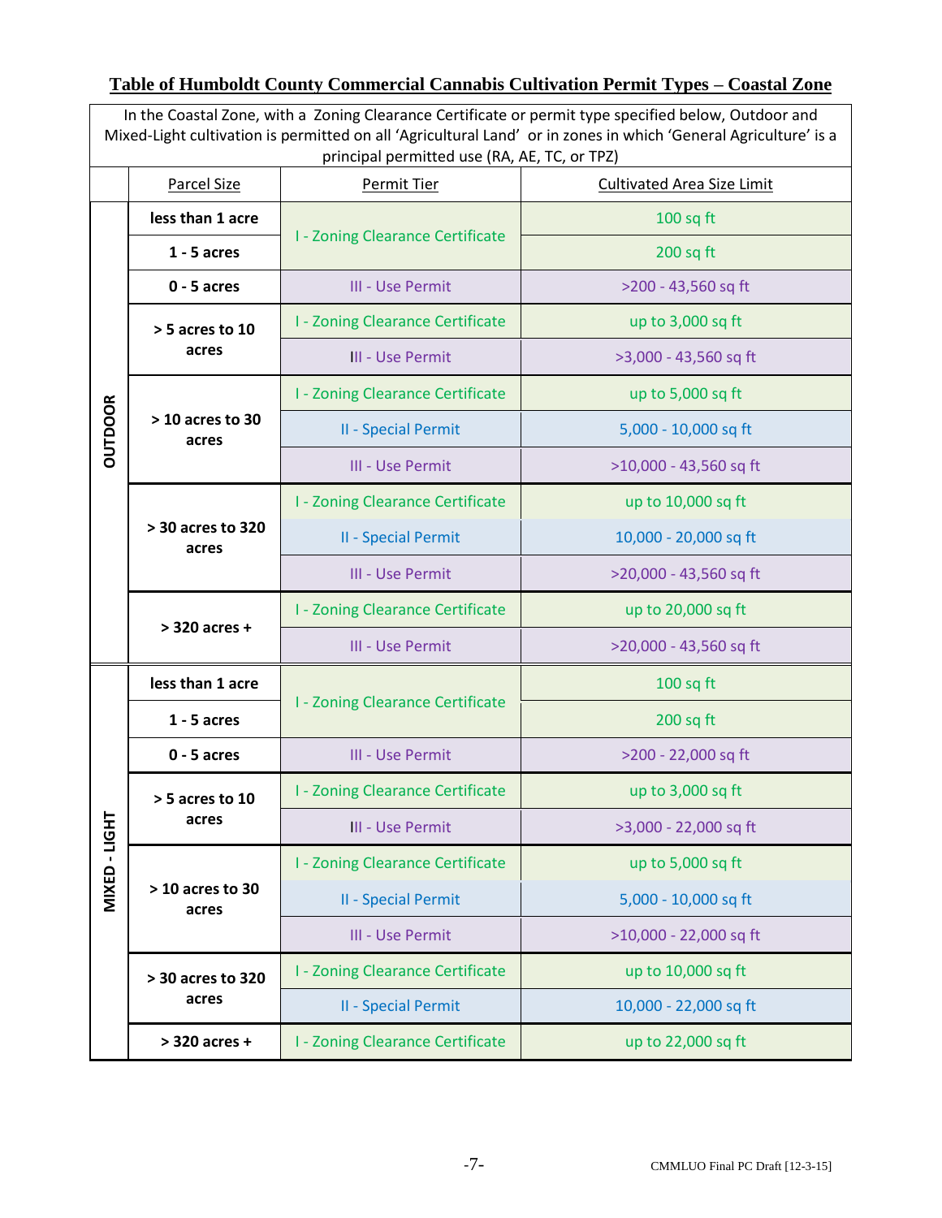## Table of Humboldt County Commercial Cannabis Cultivation Permit Types – Coastal Zone

In the Coastal Zone, with a Zoning Clearance Certificate or permit type specified below, Outdoor and Mixed-Light cultivation is permitted on all 'Agricultural Land' or in zones in which 'General Agriculture' is a principal permitted use (RA, AE, TC, or TPZ)

| | Parcel Size | Permit Tier | Cultivated Area Size Limit |
|---|---|---|---|
| **OUTDOOR** | **less than 1 acre** | I - Zoning Clearance Certificate | 100 sq ft |
| | **1 - 5 acres** | | 200 sq ft |
| | **0 - 5 acres** | III - Use Permit | >200 - 43,560 sq ft |
| | **> 5 acres to 10 acres** | I - Zoning Clearance Certificate | up to 3,000 sq ft |
| | | III - Use Permit | >3,000 - 43,560 sq ft |
| | **> 10 acres to 30 acres** | I - Zoning Clearance Certificate | up to 5,000 sq ft |
| | | II - Special Permit | 5,000 - 10,000 sq ft |
| | | III - Use Permit | >10,000 - 43,560 sq ft |
| | **> 30 acres to 320 acres** | I - Zoning Clearance Certificate | up to 10,000 sq ft |
| | | II - Special Permit | 10,000 - 20,000 sq ft |
| | | III - Use Permit | >20,000 - 43,560 sq ft |
| | **> 320 acres +** | I - Zoning Clearance Certificate | up to 20,000 sq ft |
| | | III - Use Permit | >20,000 - 43,560 sq ft |
| **MIXED - LIGHT** | **less than 1 acre** | I - Zoning Clearance Certificate | 100 sq ft |
| | **1 - 5 acres** | | 200 sq ft |
| | **0 - 5 acres** | III - Use Permit | >200 - 22,000 sq ft |
| | **> 5 acres to 10 acres** | I - Zoning Clearance Certificate | up to 3,000 sq ft |
| | | III - Use Permit | >3,000 - 22,000 sq ft |
| | **> 10 acres to 30 acres** | I - Zoning Clearance Certificate | up to 5,000 sq ft |
| | | II - Special Permit | 5,000 - 10,000 sq ft |
| | | III - Use Permit | >10,000 - 22,000 sq ft |
| | **> 30 acres to 320 acres** | I - Zoning Clearance Certificate | up to 10,000 sq ft |
| | | II - Special Permit | 10,000 - 22,000 sq ft |
| | **> 320 acres +** | I - Zoning Clearance Certificate | up to 22,000 sq ft |

CMMLUO Final PC Draft [12-3-15]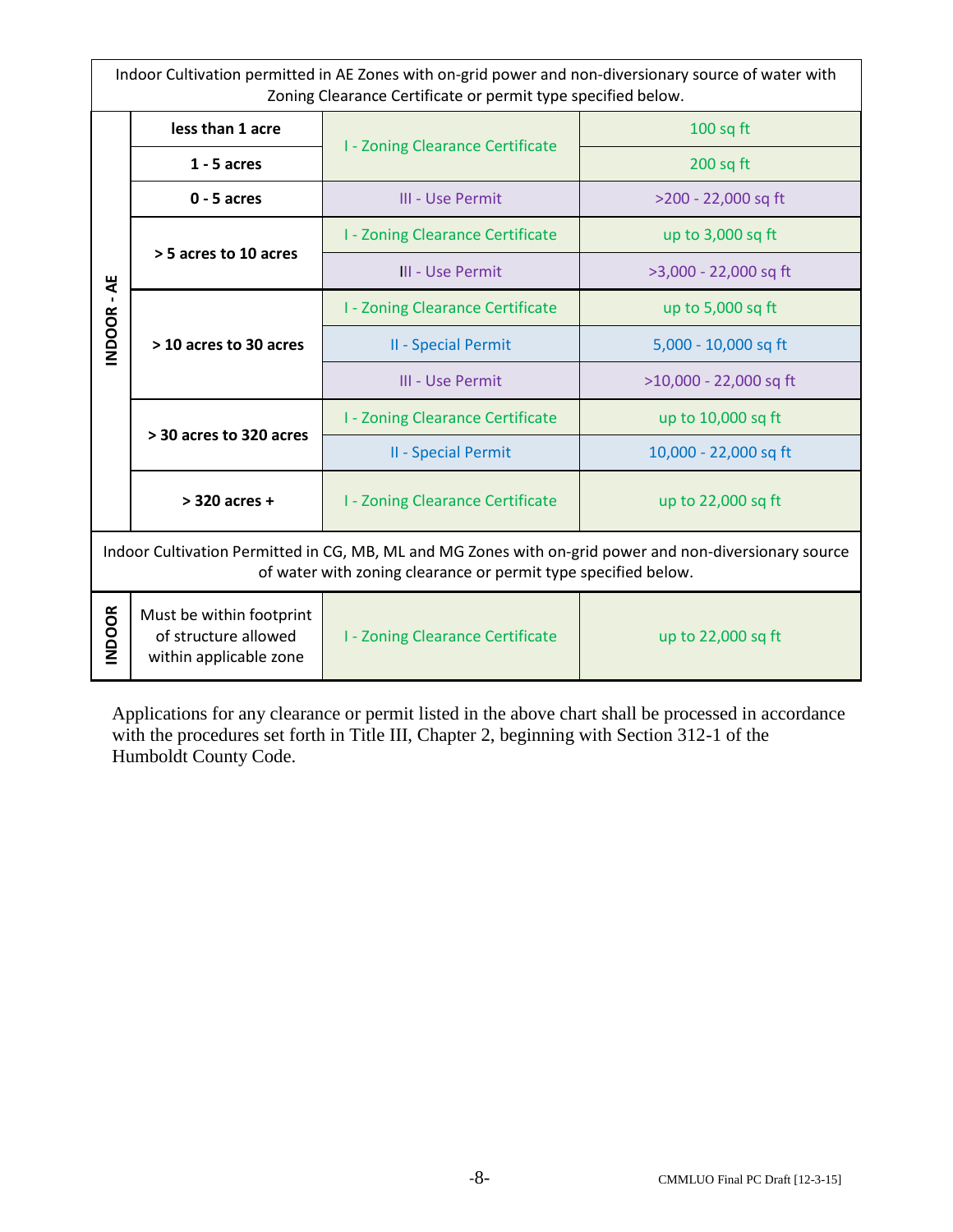| Indoor Cultivation permitted in AE Zones with on-grid power and non-diversionary source of water with Zoning Clearance Certificate or permit type specified below. | | | |
|---|---|---|---|
| INDOOR - AE | less than 1 acre | I - Zoning Clearance Certificate | 100 sq ft |
| | 1 - 5 acres | I - Zoning Clearance Certificate | 200 sq ft |
| | 0 - 5 acres | III - Use Permit | >200 - 22,000 sq ft |
| | > 5 acres to 10 acres | I - Zoning Clearance Certificate | up to 3,000 sq ft |
| | | III - Use Permit | >3,000 - 22,000 sq ft |
| | > 10 acres to 30 acres | I - Zoning Clearance Certificate | up to 5,000 sq ft |
| | | II - Special Permit | 5,000 - 10,000 sq ft |
| | | III - Use Permit | >10,000 - 22,000 sq ft |
| | > 30 acres to 320 acres | I - Zoning Clearance Certificate | up to 10,000 sq ft |
| | | II - Special Permit | 10,000 - 22,000 sq ft |
| | > 320 acres + | I - Zoning Clearance Certificate | up to 22,000 sq ft |
| Indoor Cultivation Permitted in CG, MB, ML and MG Zones with on-grid power and non-diversionary source of water with zoning clearance or permit type specified below. | | | |
| INDOOR | Must be within footprint of structure allowed within applicable zone | I - Zoning Clearance Certificate | up to 22,000 sq ft |

Applications for any clearance or permit listed in the above chart shall be processed in accordance with the procedures set forth in Title III, Chapter 2, beginning with Section 312-1 of the Humboldt County Code.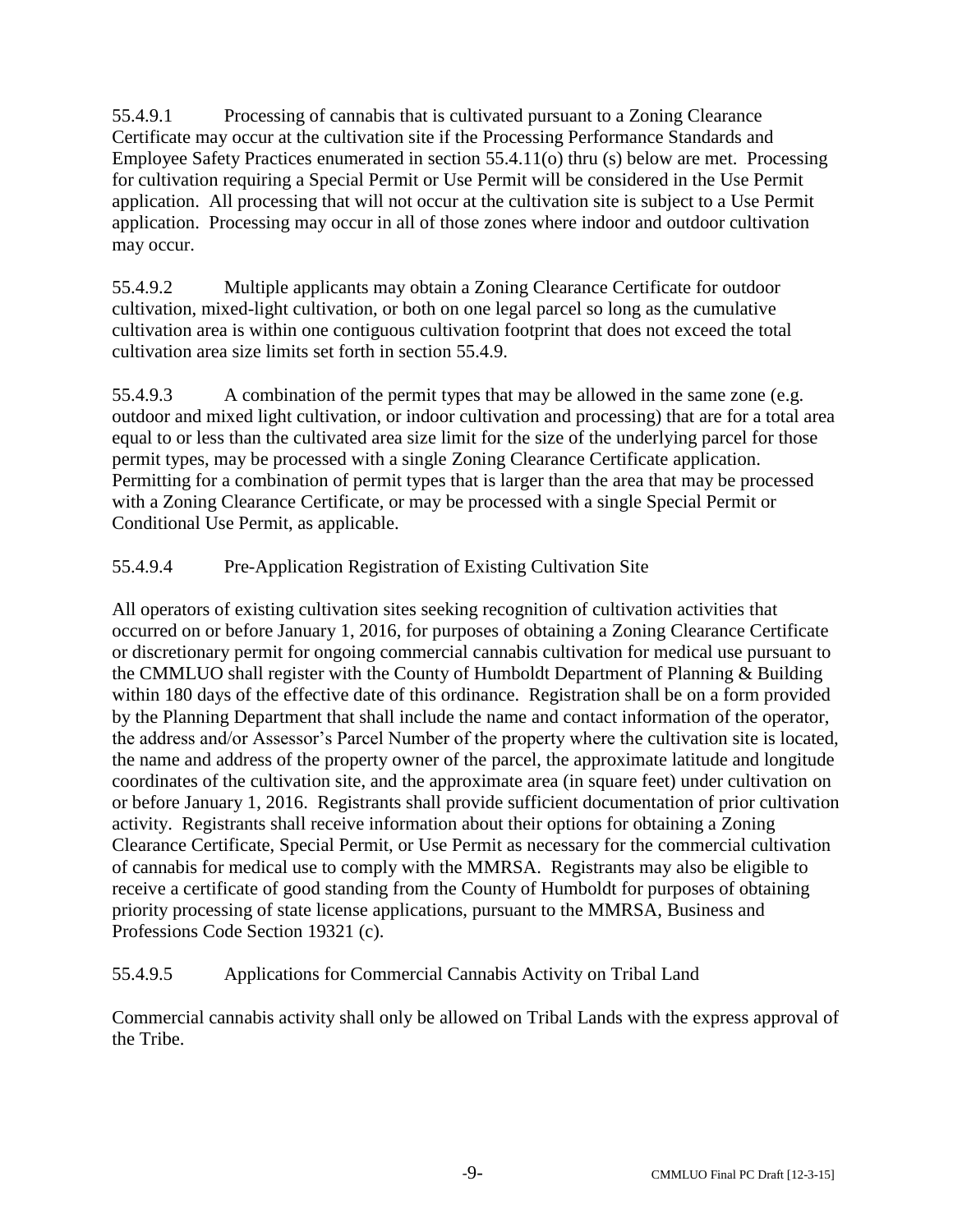55.4.9.1 Processing of cannabis that is cultivated pursuant to a Zoning Clearance Certificate may occur at the cultivation site if the Processing Performance Standards and Employee Safety Practices enumerated in section 55.4.11(o) thru (s) below are met. Processing for cultivation requiring a Special Permit or Use Permit will be considered in the Use Permit application. All processing that will not occur at the cultivation site is subject to a Use Permit application. Processing may occur in all of those zones where indoor and outdoor cultivation may occur.

55.4.9.2 Multiple applicants may obtain a Zoning Clearance Certificate for outdoor cultivation, mixed-light cultivation, or both on one legal parcel so long as the cumulative cultivation area is within one contiguous cultivation footprint that does not exceed the total cultivation area size limits set forth in section 55.4.9.

55.4.9.3 A combination of the permit types that may be allowed in the same zone (e.g. outdoor and mixed light cultivation, or indoor cultivation and processing) that are for a total area equal to or less than the cultivated area size limit for the size of the underlying parcel for those permit types, may be processed with a single Zoning Clearance Certificate application. Permitting for a combination of permit types that is larger than the area that may be processed with a Zoning Clearance Certificate, or may be processed with a single Special Permit or Conditional Use Permit, as applicable.

55.4.9.4 Pre-Application Registration of Existing Cultivation Site

All operators of existing cultivation sites seeking recognition of cultivation activities that occurred on or before January 1, 2016, for purposes of obtaining a Zoning Clearance Certificate or discretionary permit for ongoing commercial cannabis cultivation for medical use pursuant to the CMMLUO shall register with the County of Humboldt Department of Planning & Building within 180 days of the effective date of this ordinance. Registration shall be on a form provided by the Planning Department that shall include the name and contact information of the operator, the address and/or Assessor's Parcel Number of the property where the cultivation site is located, the name and address of the property owner of the parcel, the approximate latitude and longitude coordinates of the cultivation site, and the approximate area (in square feet) under cultivation on or before January 1, 2016. Registrants shall provide sufficient documentation of prior cultivation activity. Registrants shall receive information about their options for obtaining a Zoning Clearance Certificate, Special Permit, or Use Permit as necessary for the commercial cultivation of cannabis for medical use to comply with the MMRSA. Registrants may also be eligible to receive a certificate of good standing from the County of Humboldt for purposes of obtaining priority processing of state license applications, pursuant to the MMRSA, Business and Professions Code Section 19321 (c).

55.4.9.5 Applications for Commercial Cannabis Activity on Tribal Land

Commercial cannabis activity shall only be allowed on Tribal Lands with the express approval of the Tribe.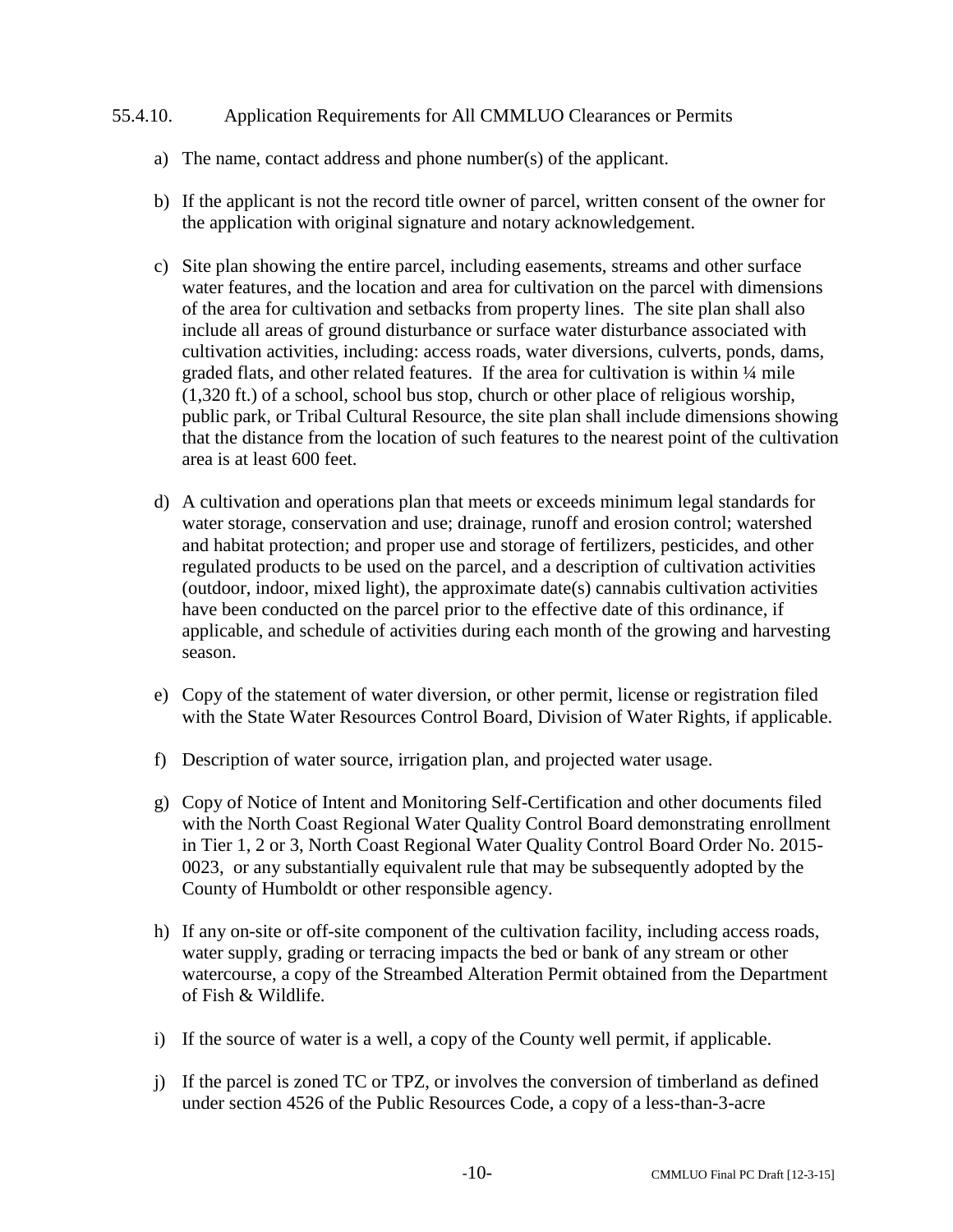55.4.10. Application Requirements for All CMMLUO Clearances or Permits

a) The name, contact address and phone number(s) of the applicant.

b) If the applicant is not the record title owner of parcel, written consent of the owner for the application with original signature and notary acknowledgement.

c) Site plan showing the entire parcel, including easements, streams and other surface water features, and the location and area for cultivation on the parcel with dimensions of the area for cultivation and setbacks from property lines. The site plan shall also include all areas of ground disturbance or surface water disturbance associated with cultivation activities, including: access roads, water diversions, culverts, ponds, dams, graded flats, and other related features. If the area for cultivation is within ¼ mile (1,320 ft.) of a school, school bus stop, church or other place of religious worship, public park, or Tribal Cultural Resource, the site plan shall include dimensions showing that the distance from the location of such features to the nearest point of the cultivation area is at least 600 feet.

d) A cultivation and operations plan that meets or exceeds minimum legal standards for water storage, conservation and use; drainage, runoff and erosion control; watershed and habitat protection; and proper use and storage of fertilizers, pesticides, and other regulated products to be used on the parcel, and a description of cultivation activities (outdoor, indoor, mixed light), the approximate date(s) cannabis cultivation activities have been conducted on the parcel prior to the effective date of this ordinance, if applicable, and schedule of activities during each month of the growing and harvesting season.

e) Copy of the statement of water diversion, or other permit, license or registration filed with the State Water Resources Control Board, Division of Water Rights, if applicable.

f) Description of water source, irrigation plan, and projected water usage.

g) Copy of Notice of Intent and Monitoring Self-Certification and other documents filed with the North Coast Regional Water Quality Control Board demonstrating enrollment in Tier 1, 2 or 3, North Coast Regional Water Quality Control Board Order No. 2015-0023, or any substantially equivalent rule that may be subsequently adopted by the County of Humboldt or other responsible agency.

h) If any on-site or off-site component of the cultivation facility, including access roads, water supply, grading or terracing impacts the bed or bank of any stream or other watercourse, a copy of the Streambed Alteration Permit obtained from the Department of Fish & Wildlife.

i) If the source of water is a well, a copy of the County well permit, if applicable.

j) If the parcel is zoned TC or TPZ, or involves the conversion of timberland as defined under section 4526 of the Public Resources Code, a copy of a less-than-3-acre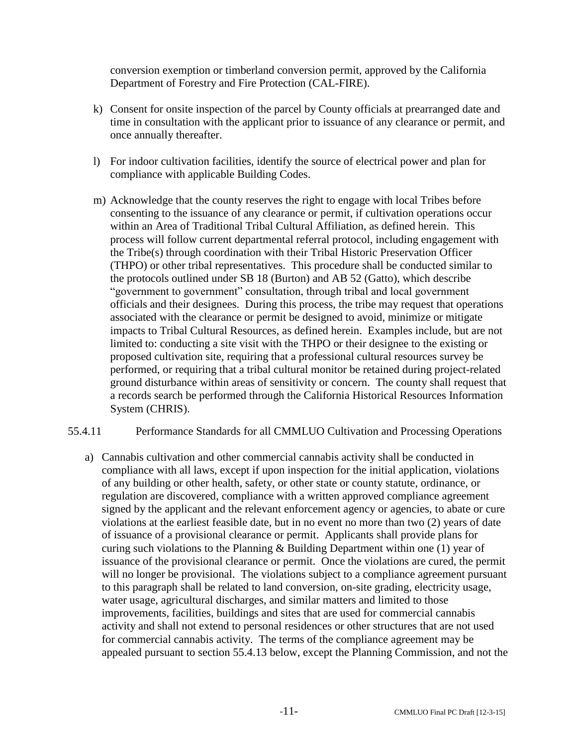conversion exemption or timberland conversion permit, approved by the California Department of Forestry and Fire Protection (CAL-FIRE).

k) Consent for onsite inspection of the parcel by County officials at prearranged date and time in consultation with the applicant prior to issuance of any clearance or permit, and once annually thereafter.

l) For indoor cultivation facilities, identify the source of electrical power and plan for compliance with applicable Building Codes.

m) Acknowledge that the county reserves the right to engage with local Tribes before consenting to the issuance of any clearance or permit, if cultivation operations occur within an Area of Traditional Tribal Cultural Affiliation, as defined herein. This process will follow current departmental referral protocol, including engagement with the Tribe(s) through coordination with their Tribal Historic Preservation Officer (THPO) or other tribal representatives. This procedure shall be conducted similar to the protocols outlined under SB 18 (Burton) and AB 52 (Gatto), which describe "government to government" consultation, through tribal and local government officials and their designees. During this process, the tribe may request that operations associated with the clearance or permit be designed to avoid, minimize or mitigate impacts to Tribal Cultural Resources, as defined herein. Examples include, but are not limited to: conducting a site visit with the THPO or their designee to the existing or proposed cultivation site, requiring that a professional cultural resources survey be performed, or requiring that a tribal cultural monitor be retained during project-related ground disturbance within areas of sensitivity or concern. The county shall request that a records search be performed through the California Historical Resources Information System (CHRIS).

55.4.11 Performance Standards for all CMMLUO Cultivation and Processing Operations

a) Cannabis cultivation and other commercial cannabis activity shall be conducted in compliance with all laws, except if upon inspection for the initial application, violations of any building or other health, safety, or other state or county statute, ordinance, or regulation are discovered, compliance with a written approved compliance agreement signed by the applicant and the relevant enforcement agency or agencies, to abate or cure violations at the earliest feasible date, but in no event no more than two (2) years of date of issuance of a provisional clearance or permit. Applicants shall provide plans for curing such violations to the Planning & Building Department within one (1) year of issuance of the provisional clearance or permit. Once the violations are cured, the permit will no longer be provisional. The violations subject to a compliance agreement pursuant to this paragraph shall be related to land conversion, on-site grading, electricity usage, water usage, agricultural discharges, and similar matters and limited to those improvements, facilities, buildings and sites that are used for commercial cannabis activity and shall not extend to personal residences or other structures that are not used for commercial cannabis activity. The terms of the compliance agreement may be appealed pursuant to section 55.4.13 below, except the Planning Commission, and not the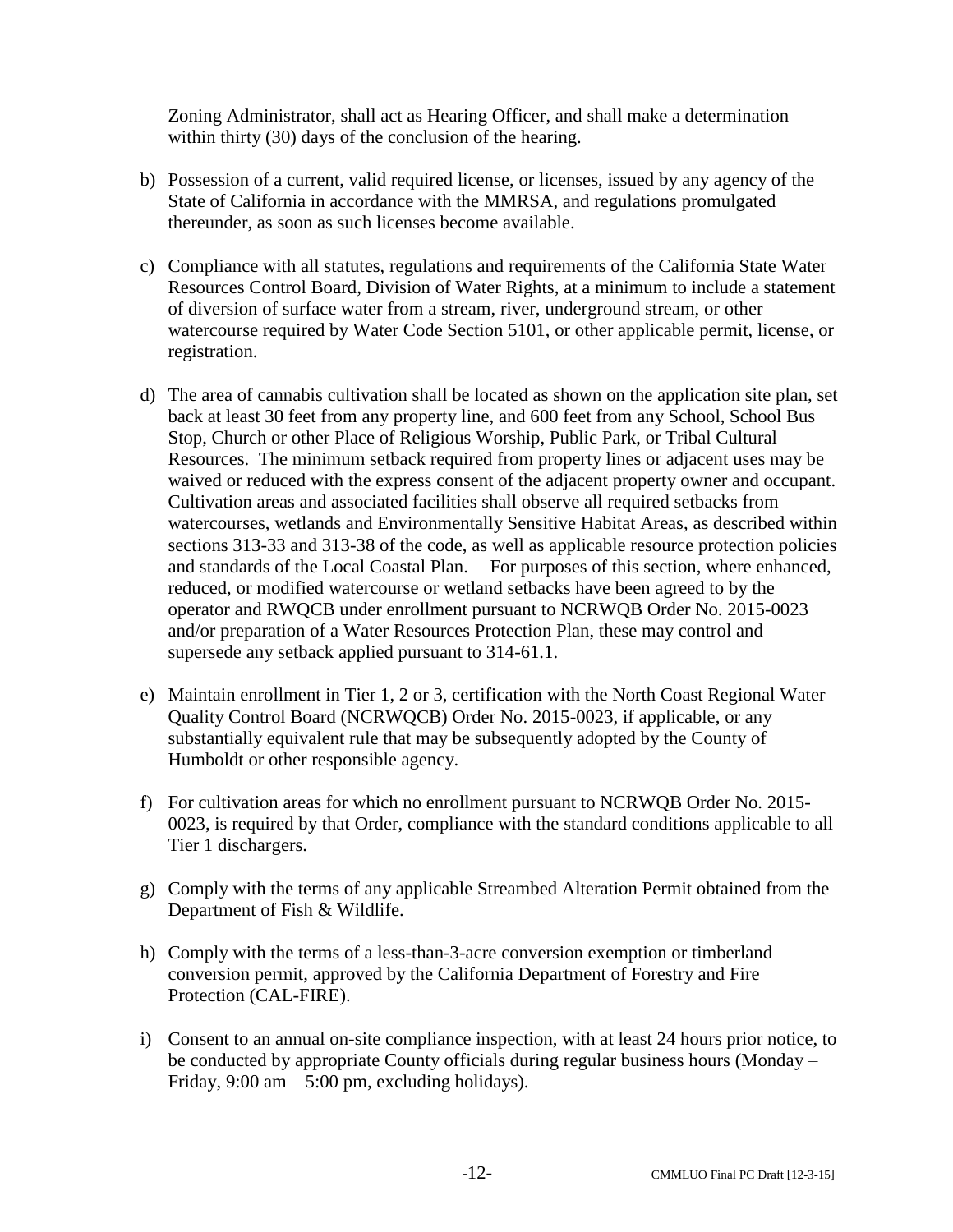Zoning Administrator, shall act as Hearing Officer, and shall make a determination within thirty (30) days of the conclusion of the hearing.

b) Possession of a current, valid required license, or licenses, issued by any agency of the State of California in accordance with the MMRSA, and regulations promulgated thereunder, as soon as such licenses become available.

c) Compliance with all statutes, regulations and requirements of the California State Water Resources Control Board, Division of Water Rights, at a minimum to include a statement of diversion of surface water from a stream, river, underground stream, or other watercourse required by Water Code Section 5101, or other applicable permit, license, or registration.

d) The area of cannabis cultivation shall be located as shown on the application site plan, set back at least 30 feet from any property line, and 600 feet from any School, School Bus Stop, Church or other Place of Religious Worship, Public Park, or Tribal Cultural Resources. The minimum setback required from property lines or adjacent uses may be waived or reduced with the express consent of the adjacent property owner and occupant. Cultivation areas and associated facilities shall observe all required setbacks from watercourses, wetlands and Environmentally Sensitive Habitat Areas, as described within sections 313-33 and 313-38 of the code, as well as applicable resource protection policies and standards of the Local Coastal Plan. For purposes of this section, where enhanced, reduced, or modified watercourse or wetland setbacks have been agreed to by the operator and RWQCB under enrollment pursuant to NCRWQB Order No. 2015-0023 and/or preparation of a Water Resources Protection Plan, these may control and supersede any setback applied pursuant to 314-61.1.

e) Maintain enrollment in Tier 1, 2 or 3, certification with the North Coast Regional Water Quality Control Board (NCRWQCB) Order No. 2015-0023, if applicable, or any substantially equivalent rule that may be subsequently adopted by the County of Humboldt or other responsible agency.

f) For cultivation areas for which no enrollment pursuant to NCRWQB Order No. 2015-0023, is required by that Order, compliance with the standard conditions applicable to all Tier 1 dischargers.

g) Comply with the terms of any applicable Streambed Alteration Permit obtained from the Department of Fish & Wildlife.

h) Comply with the terms of a less-than-3-acre conversion exemption or timberland conversion permit, approved by the California Department of Forestry and Fire Protection (CAL-FIRE).

i) Consent to an annual on-site compliance inspection, with at least 24 hours prior notice, to be conducted by appropriate County officials during regular business hours (Monday – Friday, 9:00 am – 5:00 pm, excluding holidays).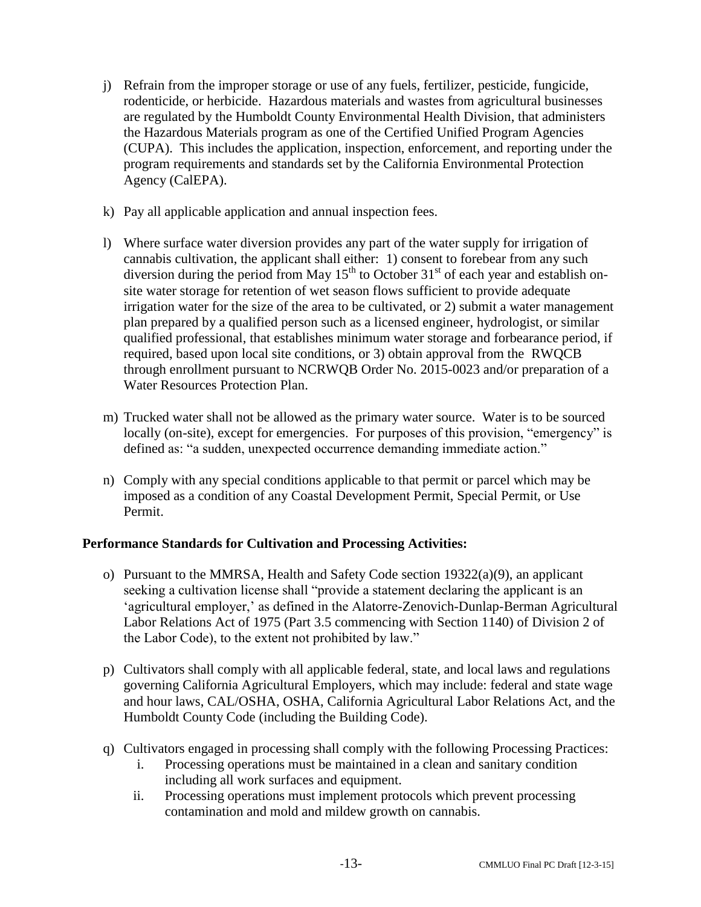j) Refrain from the improper storage or use of any fuels, fertilizer, pesticide, fungicide, rodenticide, or herbicide. Hazardous materials and wastes from agricultural businesses are regulated by the Humboldt County Environmental Health Division, that administers the Hazardous Materials program as one of the Certified Unified Program Agencies (CUPA). This includes the application, inspection, enforcement, and reporting under the program requirements and standards set by the California Environmental Protection Agency (CalEPA).

k) Pay all applicable application and annual inspection fees.

l) Where surface water diversion provides any part of the water supply for irrigation of cannabis cultivation, the applicant shall either: 1) consent to forebear from any such diversion during the period from May 15th to October 31st of each year and establish on-site water storage for retention of wet season flows sufficient to provide adequate irrigation water for the size of the area to be cultivated, or 2) submit a water management plan prepared by a qualified person such as a licensed engineer, hydrologist, or similar qualified professional, that establishes minimum water storage and forbearance period, if required, based upon local site conditions, or 3) obtain approval from the RWQCB through enrollment pursuant to NCRWQB Order No. 2015-0023 and/or preparation of a Water Resources Protection Plan.

m) Trucked water shall not be allowed as the primary water source. Water is to be sourced locally (on-site), except for emergencies. For purposes of this provision, "emergency" is defined as: "a sudden, unexpected occurrence demanding immediate action."

n) Comply with any special conditions applicable to that permit or parcel which may be imposed as a condition of any Coastal Development Permit, Special Permit, or Use Permit.

**Performance Standards for Cultivation and Processing Activities:**

o) Pursuant to the MMRSA, Health and Safety Code section 19322(a)(9), an applicant seeking a cultivation license shall "provide a statement declaring the applicant is an 'agricultural employer,' as defined in the Alatorre-Zenovich-Dunlap-Berman Agricultural Labor Relations Act of 1975 (Part 3.5 commencing with Section 1140) of Division 2 of the Labor Code), to the extent not prohibited by law."

p) Cultivators shall comply with all applicable federal, state, and local laws and regulations governing California Agricultural Employers, which may include: federal and state wage and hour laws, CAL/OSHA, OSHA, California Agricultural Labor Relations Act, and the Humboldt County Code (including the Building Code).

q) Cultivators engaged in processing shall comply with the following Processing Practices:
   i. Processing operations must be maintained in a clean and sanitary condition including all work surfaces and equipment.
   ii. Processing operations must implement protocols which prevent processing contamination and mold and mildew growth on cannabis.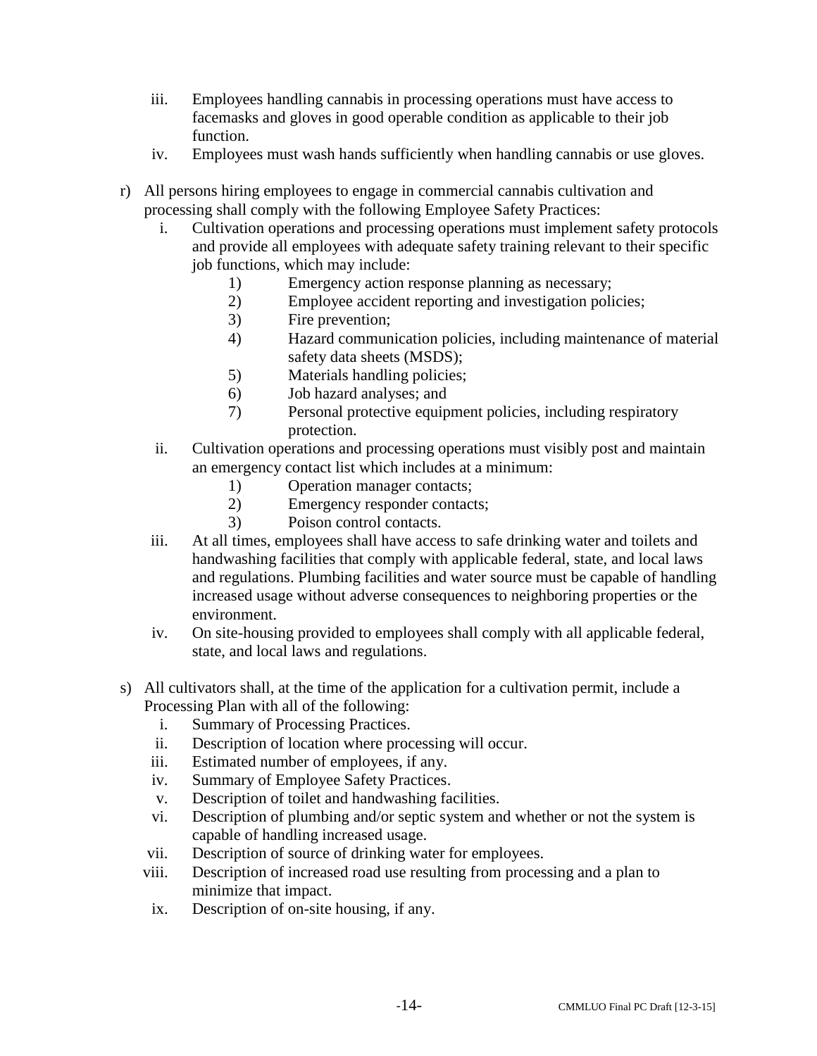iii. Employees handling cannabis in processing operations must have access to facemasks and gloves in good operable condition as applicable to their job function.

iv. Employees must wash hands sufficiently when handling cannabis or use gloves.

r) All persons hiring employees to engage in commercial cannabis cultivation and processing shall comply with the following Employee Safety Practices:

   i. Cultivation operations and processing operations must implement safety protocols and provide all employees with adequate safety training relevant to their specific job functions, which may include:

      1) Emergency action response planning as necessary;
      2) Employee accident reporting and investigation policies;
      3) Fire prevention;
      4) Hazard communication policies, including maintenance of material safety data sheets (MSDS);
      5) Materials handling policies;
      6) Job hazard analyses; and
      7) Personal protective equipment policies, including respiratory protection.

   ii. Cultivation operations and processing operations must visibly post and maintain an emergency contact list which includes at a minimum:

      1) Operation manager contacts;
      2) Emergency responder contacts;
      3) Poison control contacts.

   iii. At all times, employees shall have access to safe drinking water and toilets and handwashing facilities that comply with applicable federal, state, and local laws and regulations. Plumbing facilities and water source must be capable of handling increased usage without adverse consequences to neighboring properties or the environment.

   iv. On site-housing provided to employees shall comply with all applicable federal, state, and local laws and regulations.

s) All cultivators shall, at the time of the application for a cultivation permit, include a Processing Plan with all of the following:

   i. Summary of Processing Practices.
   ii. Description of location where processing will occur.
   iii. Estimated number of employees, if any.
   iv. Summary of Employee Safety Practices.
   v. Description of toilet and handwashing facilities.
   vi. Description of plumbing and/or septic system and whether or not the system is capable of handling increased usage.
   vii. Description of source of drinking water for employees.
   viii. Description of increased road use resulting from processing and a plan to minimize that impact.
   ix. Description of on-site housing, if any.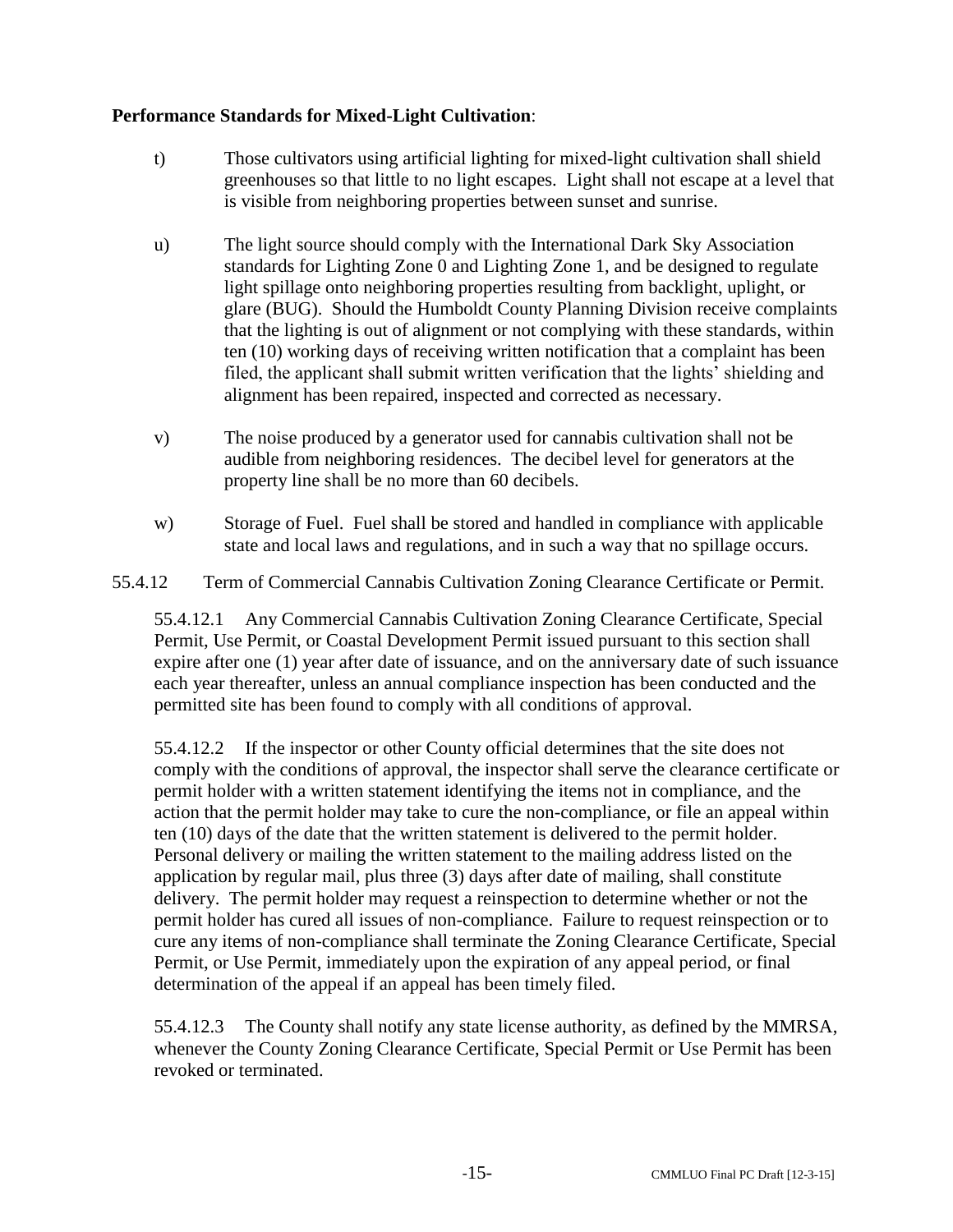**Performance Standards for Mixed-Light Cultivation**:

t) Those cultivators using artificial lighting for mixed-light cultivation shall shield greenhouses so that little to no light escapes. Light shall not escape at a level that is visible from neighboring properties between sunset and sunrise.

u) The light source should comply with the International Dark Sky Association standards for Lighting Zone 0 and Lighting Zone 1, and be designed to regulate light spillage onto neighboring properties resulting from backlight, uplight, or glare (BUG). Should the Humboldt County Planning Division receive complaints that the lighting is out of alignment or not complying with these standards, within ten (10) working days of receiving written notification that a complaint has been filed, the applicant shall submit written verification that the lights' shielding and alignment has been repaired, inspected and corrected as necessary.

v) The noise produced by a generator used for cannabis cultivation shall not be audible from neighboring residences. The decibel level for generators at the property line shall be no more than 60 decibels.

w) Storage of Fuel. Fuel shall be stored and handled in compliance with applicable state and local laws and regulations, and in such a way that no spillage occurs.

55.4.12 Term of Commercial Cannabis Cultivation Zoning Clearance Certificate or Permit.

55.4.12.1 Any Commercial Cannabis Cultivation Zoning Clearance Certificate, Special Permit, Use Permit, or Coastal Development Permit issued pursuant to this section shall expire after one (1) year after date of issuance, and on the anniversary date of such issuance each year thereafter, unless an annual compliance inspection has been conducted and the permitted site has been found to comply with all conditions of approval.

55.4.12.2 If the inspector or other County official determines that the site does not comply with the conditions of approval, the inspector shall serve the clearance certificate or permit holder with a written statement identifying the items not in compliance, and the action that the permit holder may take to cure the non-compliance, or file an appeal within ten (10) days of the date that the written statement is delivered to the permit holder. Personal delivery or mailing the written statement to the mailing address listed on the application by regular mail, plus three (3) days after date of mailing, shall constitute delivery. The permit holder may request a reinspection to determine whether or not the permit holder has cured all issues of non-compliance. Failure to request reinspection or to cure any items of non-compliance shall terminate the Zoning Clearance Certificate, Special Permit, or Use Permit, immediately upon the expiration of any appeal period, or final determination of the appeal if an appeal has been timely filed.

55.4.12.3 The County shall notify any state license authority, as defined by the MMRSA, whenever the County Zoning Clearance Certificate, Special Permit or Use Permit has been revoked or terminated.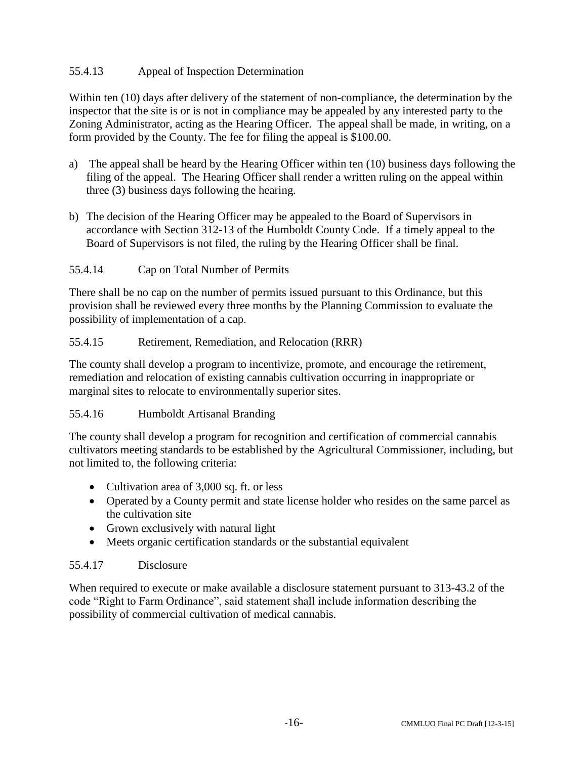### 55.4.13 Appeal of Inspection Determination

Within ten (10) days after delivery of the statement of non-compliance, the determination by the inspector that the site is or is not in compliance may be appealed by any interested party to the Zoning Administrator, acting as the Hearing Officer. The appeal shall be made, in writing, on a form provided by the County. The fee for filing the appeal is $100.00.

a) The appeal shall be heard by the Hearing Officer within ten (10) business days following the filing of the appeal. The Hearing Officer shall render a written ruling on the appeal within three (3) business days following the hearing.

b) The decision of the Hearing Officer may be appealed to the Board of Supervisors in accordance with Section 312-13 of the Humboldt County Code. If a timely appeal to the Board of Supervisors is not filed, the ruling by the Hearing Officer shall be final.

### 55.4.14 Cap on Total Number of Permits

There shall be no cap on the number of permits issued pursuant to this Ordinance, but this provision shall be reviewed every three months by the Planning Commission to evaluate the possibility of implementation of a cap.

### 55.4.15 Retirement, Remediation, and Relocation (RRR)

The county shall develop a program to incentivize, promote, and encourage the retirement, remediation and relocation of existing cannabis cultivation occurring in inappropriate or marginal sites to relocate to environmentally superior sites.

### 55.4.16 Humboldt Artisanal Branding

The county shall develop a program for recognition and certification of commercial cannabis cultivators meeting standards to be established by the Agricultural Commissioner, including, but not limited to, the following criteria:

- Cultivation area of 3,000 sq. ft. or less
- Operated by a County permit and state license holder who resides on the same parcel as the cultivation site
- Grown exclusively with natural light
- Meets organic certification standards or the substantial equivalent

### 55.4.17 Disclosure

When required to execute or make available a disclosure statement pursuant to 313-43.2 of the code "Right to Farm Ordinance", said statement shall include information describing the possibility of commercial cultivation of medical cannabis.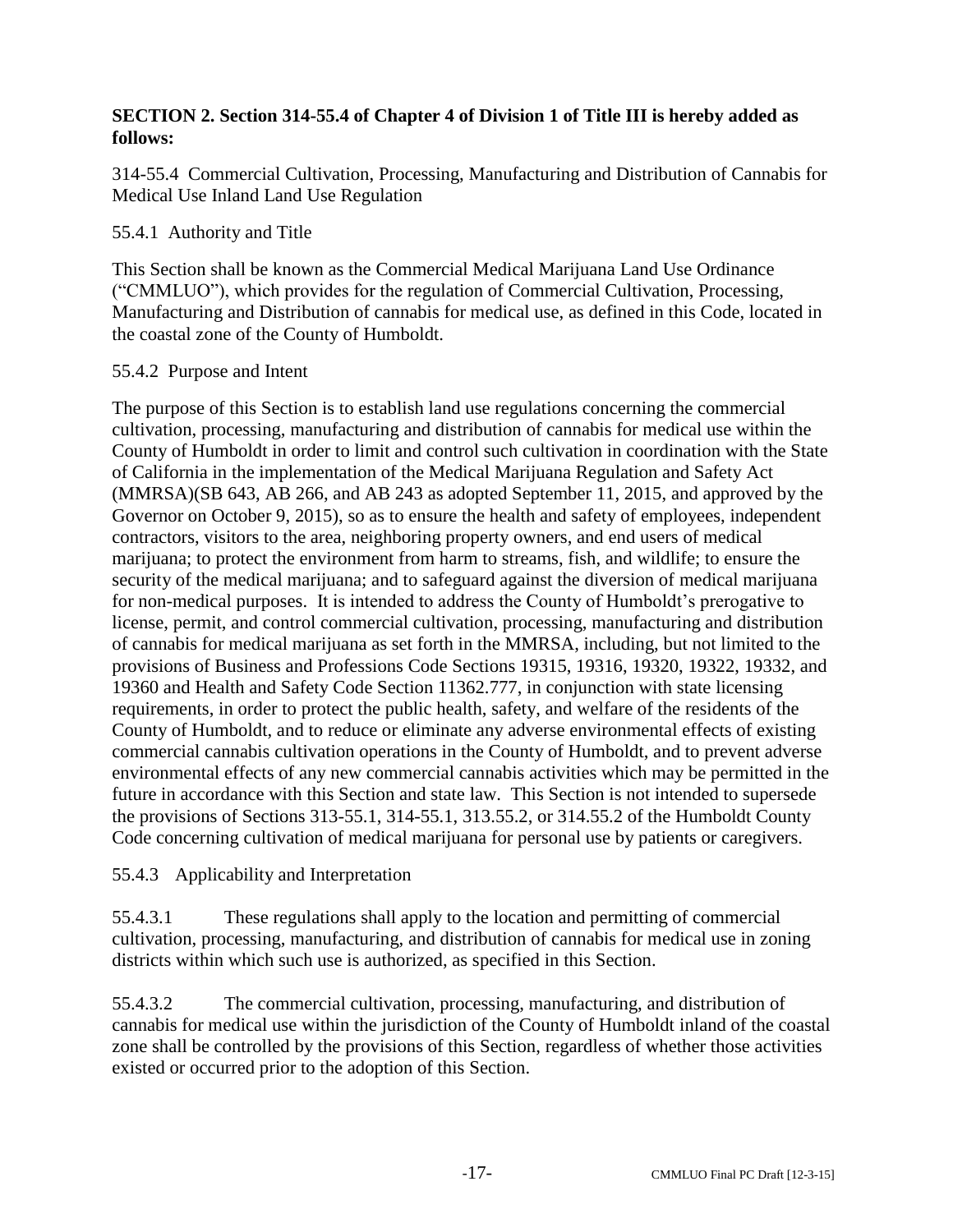**SECTION 2. Section 314-55.4 of Chapter 4 of Division 1 of Title III is hereby added as follows:**

314-55.4 Commercial Cultivation, Processing, Manufacturing and Distribution of Cannabis for Medical Use Inland Land Use Regulation

55.4.1 Authority and Title

This Section shall be known as the Commercial Medical Marijuana Land Use Ordinance ("CMMLUO"), which provides for the regulation of Commercial Cultivation, Processing, Manufacturing and Distribution of cannabis for medical use, as defined in this Code, located in the coastal zone of the County of Humboldt.

55.4.2 Purpose and Intent

The purpose of this Section is to establish land use regulations concerning the commercial cultivation, processing, manufacturing and distribution of cannabis for medical use within the County of Humboldt in order to limit and control such cultivation in coordination with the State of California in the implementation of the Medical Marijuana Regulation and Safety Act (MMRSA)(SB 643, AB 266, and AB 243 as adopted September 11, 2015, and approved by the Governor on October 9, 2015), so as to ensure the health and safety of employees, independent contractors, visitors to the area, neighboring property owners, and end users of medical marijuana; to protect the environment from harm to streams, fish, and wildlife; to ensure the security of the medical marijuana; and to safeguard against the diversion of medical marijuana for non-medical purposes. It is intended to address the County of Humboldt's prerogative to license, permit, and control commercial cultivation, processing, manufacturing and distribution of cannabis for medical marijuana as set forth in the MMRSA, including, but not limited to the provisions of Business and Professions Code Sections 19315, 19316, 19320, 19322, 19332, and 19360 and Health and Safety Code Section 11362.777, in conjunction with state licensing requirements, in order to protect the public health, safety, and welfare of the residents of the County of Humboldt, and to reduce or eliminate any adverse environmental effects of existing commercial cannabis cultivation operations in the County of Humboldt, and to prevent adverse environmental effects of any new commercial cannabis activities which may be permitted in the future in accordance with this Section and state law. This Section is not intended to supersede the provisions of Sections 313-55.1, 314-55.1, 313.55.2, or 314.55.2 of the Humboldt County Code concerning cultivation of medical marijuana for personal use by patients or caregivers.

55.4.3 Applicability and Interpretation

55.4.3.1 These regulations shall apply to the location and permitting of commercial cultivation, processing, manufacturing, and distribution of cannabis for medical use in zoning districts within which such use is authorized, as specified in this Section.

55.4.3.2 The commercial cultivation, processing, manufacturing, and distribution of cannabis for medical use within the jurisdiction of the County of Humboldt inland of the coastal zone shall be controlled by the provisions of this Section, regardless of whether those activities existed or occurred prior to the adoption of this Section.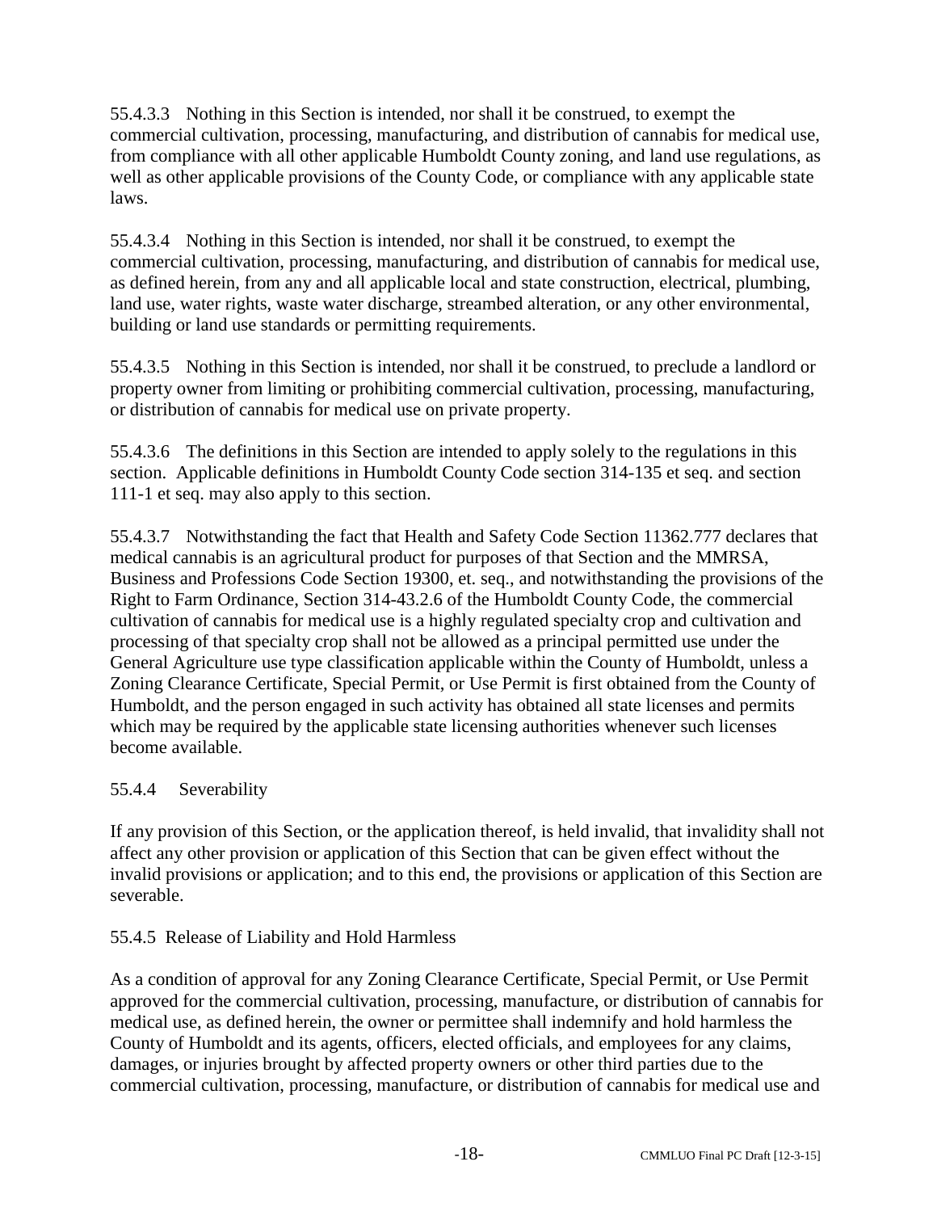55.4.3.3 Nothing in this Section is intended, nor shall it be construed, to exempt the commercial cultivation, processing, manufacturing, and distribution of cannabis for medical use, from compliance with all other applicable Humboldt County zoning, and land use regulations, as well as other applicable provisions of the County Code, or compliance with any applicable state laws.

55.4.3.4 Nothing in this Section is intended, nor shall it be construed, to exempt the commercial cultivation, processing, manufacturing, and distribution of cannabis for medical use, as defined herein, from any and all applicable local and state construction, electrical, plumbing, land use, water rights, waste water discharge, streambed alteration, or any other environmental, building or land use standards or permitting requirements.

55.4.3.5 Nothing in this Section is intended, nor shall it be construed, to preclude a landlord or property owner from limiting or prohibiting commercial cultivation, processing, manufacturing, or distribution of cannabis for medical use on private property.

55.4.3.6 The definitions in this Section are intended to apply solely to the regulations in this section. Applicable definitions in Humboldt County Code section 314-135 et seq. and section 111-1 et seq. may also apply to this section.

55.4.3.7 Notwithstanding the fact that Health and Safety Code Section 11362.777 declares that medical cannabis is an agricultural product for purposes of that Section and the MMRSA, Business and Professions Code Section 19300, et. seq., and notwithstanding the provisions of the Right to Farm Ordinance, Section 314-43.2.6 of the Humboldt County Code, the commercial cultivation of cannabis for medical use is a highly regulated specialty crop and cultivation and processing of that specialty crop shall not be allowed as a principal permitted use under the General Agriculture use type classification applicable within the County of Humboldt, unless a Zoning Clearance Certificate, Special Permit, or Use Permit is first obtained from the County of Humboldt, and the person engaged in such activity has obtained all state licenses and permits which may be required by the applicable state licensing authorities whenever such licenses become available.

55.4.4 Severability

If any provision of this Section, or the application thereof, is held invalid, that invalidity shall not affect any other provision or application of this Section that can be given effect without the invalid provisions or application; and to this end, the provisions or application of this Section are severable.

55.4.5 Release of Liability and Hold Harmless

As a condition of approval for any Zoning Clearance Certificate, Special Permit, or Use Permit approved for the commercial cultivation, processing, manufacture, or distribution of cannabis for medical use, as defined herein, the owner or permittee shall indemnify and hold harmless the County of Humboldt and its agents, officers, elected officials, and employees for any claims, damages, or injuries brought by affected property owners or other third parties due to the commercial cultivation, processing, manufacture, or distribution of cannabis for medical use and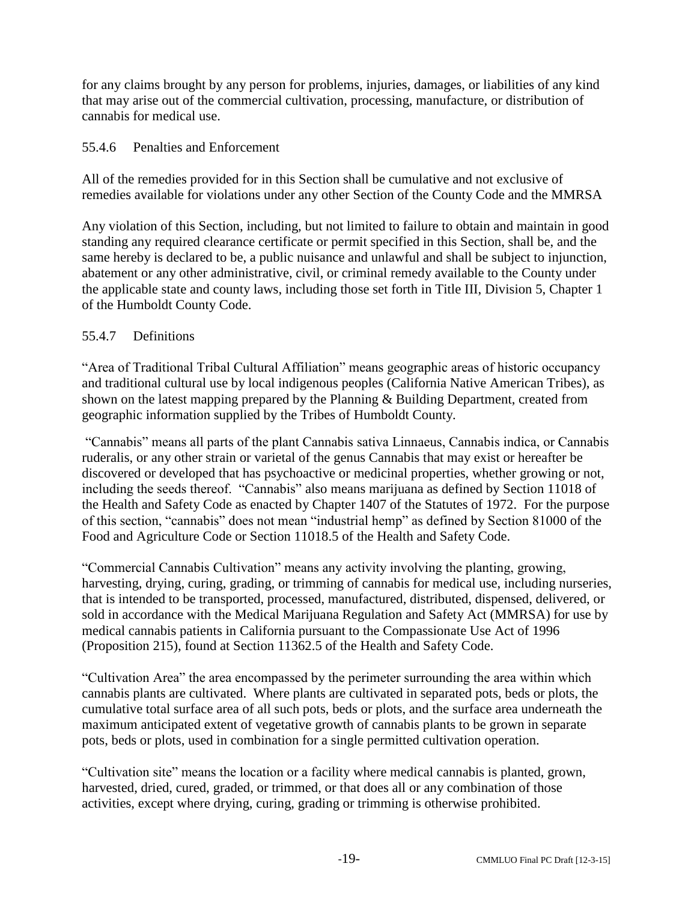for any claims brought by any person for problems, injuries, damages, or liabilities of any kind that may arise out of the commercial cultivation, processing, manufacture, or distribution of cannabis for medical use.

### 55.4.6 Penalties and Enforcement

All of the remedies provided for in this Section shall be cumulative and not exclusive of remedies available for violations under any other Section of the County Code and the MMRSA

Any violation of this Section, including, but not limited to failure to obtain and maintain in good standing any required clearance certificate or permit specified in this Section, shall be, and the same hereby is declared to be, a public nuisance and unlawful and shall be subject to injunction, abatement or any other administrative, civil, or criminal remedy available to the County under the applicable state and county laws, including those set forth in Title III, Division 5, Chapter 1 of the Humboldt County Code.

### 55.4.7 Definitions

"Area of Traditional Tribal Cultural Affiliation" means geographic areas of historic occupancy and traditional cultural use by local indigenous peoples (California Native American Tribes), as shown on the latest mapping prepared by the Planning & Building Department, created from geographic information supplied by the Tribes of Humboldt County.

"Cannabis" means all parts of the plant Cannabis sativa Linnaeus, Cannabis indica, or Cannabis ruderalis, or any other strain or varietal of the genus Cannabis that may exist or hereafter be discovered or developed that has psychoactive or medicinal properties, whether growing or not, including the seeds thereof. "Cannabis" also means marijuana as defined by Section 11018 of the Health and Safety Code as enacted by Chapter 1407 of the Statutes of 1972. For the purpose of this section, "cannabis" does not mean "industrial hemp" as defined by Section 81000 of the Food and Agriculture Code or Section 11018.5 of the Health and Safety Code.

"Commercial Cannabis Cultivation" means any activity involving the planting, growing, harvesting, drying, curing, grading, or trimming of cannabis for medical use, including nurseries, that is intended to be transported, processed, manufactured, distributed, dispensed, delivered, or sold in accordance with the Medical Marijuana Regulation and Safety Act (MMRSA) for use by medical cannabis patients in California pursuant to the Compassionate Use Act of 1996 (Proposition 215), found at Section 11362.5 of the Health and Safety Code.

"Cultivation Area" the area encompassed by the perimeter surrounding the area within which cannabis plants are cultivated. Where plants are cultivated in separated pots, beds or plots, the cumulative total surface area of all such pots, beds or plots, and the surface area underneath the maximum anticipated extent of vegetative growth of cannabis plants to be grown in separate pots, beds or plots, used in combination for a single permitted cultivation operation.

"Cultivation site" means the location or a facility where medical cannabis is planted, grown, harvested, dried, cured, graded, or trimmed, or that does all or any combination of those activities, except where drying, curing, grading or trimming is otherwise prohibited.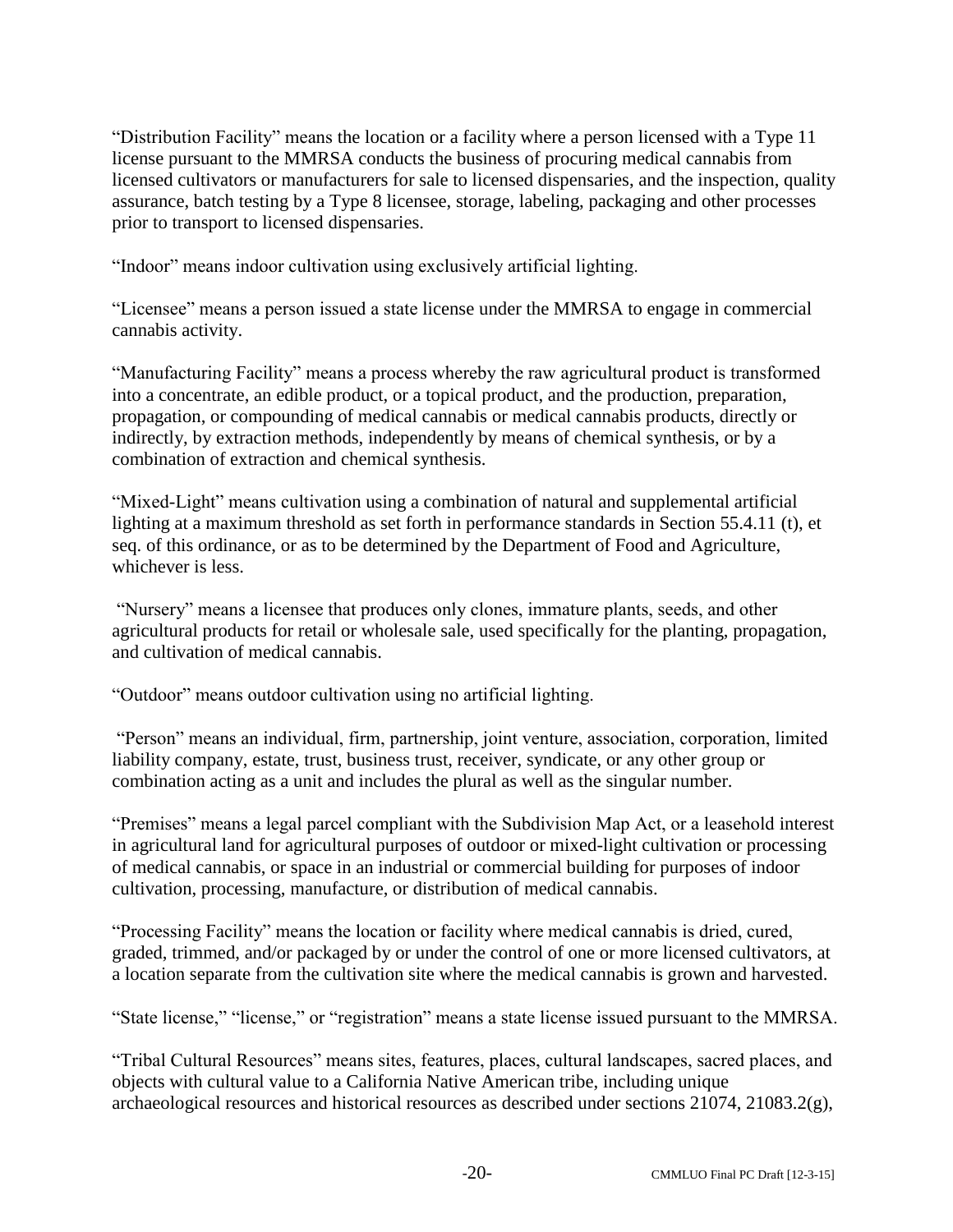"Distribution Facility" means the location or a facility where a person licensed with a Type 11 license pursuant to the MMRSA conducts the business of procuring medical cannabis from licensed cultivators or manufacturers for sale to licensed dispensaries, and the inspection, quality assurance, batch testing by a Type 8 licensee, storage, labeling, packaging and other processes prior to transport to licensed dispensaries.

"Indoor" means indoor cultivation using exclusively artificial lighting.

"Licensee" means a person issued a state license under the MMRSA to engage in commercial cannabis activity.

"Manufacturing Facility" means a process whereby the raw agricultural product is transformed into a concentrate, an edible product, or a topical product, and the production, preparation, propagation, or compounding of medical cannabis or medical cannabis products, directly or indirectly, by extraction methods, independently by means of chemical synthesis, or by a combination of extraction and chemical synthesis.

"Mixed-Light" means cultivation using a combination of natural and supplemental artificial lighting at a maximum threshold as set forth in performance standards in Section 55.4.11 (t), et seq. of this ordinance, or as to be determined by the Department of Food and Agriculture, whichever is less.

"Nursery" means a licensee that produces only clones, immature plants, seeds, and other agricultural products for retail or wholesale sale, used specifically for the planting, propagation, and cultivation of medical cannabis.

"Outdoor" means outdoor cultivation using no artificial lighting.

"Person" means an individual, firm, partnership, joint venture, association, corporation, limited liability company, estate, trust, business trust, receiver, syndicate, or any other group or combination acting as a unit and includes the plural as well as the singular number.

"Premises" means a legal parcel compliant with the Subdivision Map Act, or a leasehold interest in agricultural land for agricultural purposes of outdoor or mixed-light cultivation or processing of medical cannabis, or space in an industrial or commercial building for purposes of indoor cultivation, processing, manufacture, or distribution of medical cannabis.

"Processing Facility" means the location or facility where medical cannabis is dried, cured, graded, trimmed, and/or packaged by or under the control of one or more licensed cultivators, at a location separate from the cultivation site where the medical cannabis is grown and harvested.

"State license," "license," or "registration" means a state license issued pursuant to the MMRSA.

"Tribal Cultural Resources" means sites, features, places, cultural landscapes, sacred places, and objects with cultural value to a California Native American tribe, including unique archaeological resources and historical resources as described under sections 21074, 21083.2(g),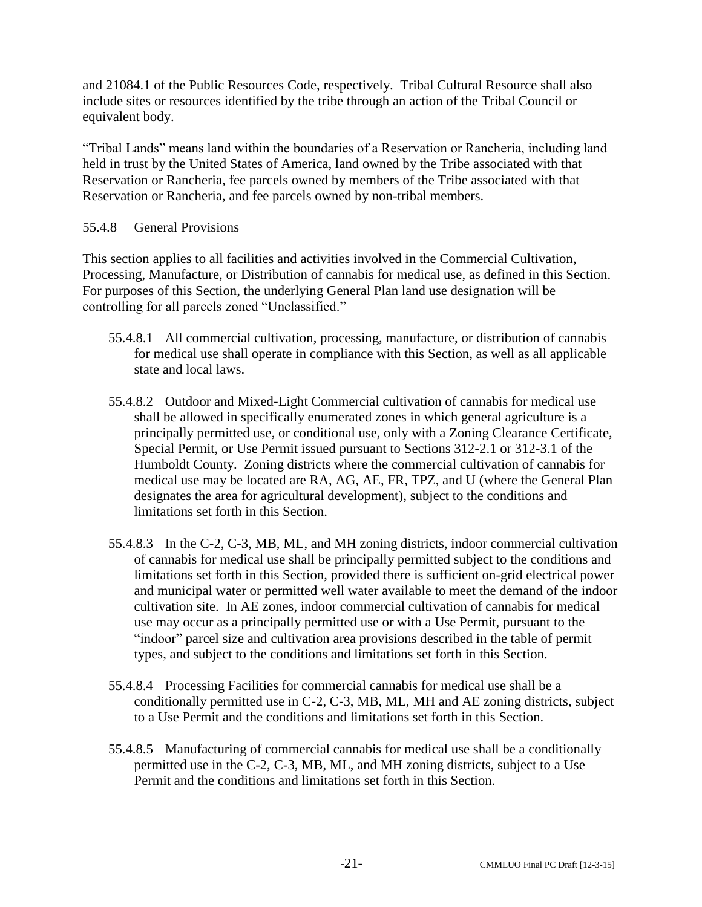and 21084.1 of the Public Resources Code, respectively. Tribal Cultural Resource shall also include sites or resources identified by the tribe through an action of the Tribal Council or equivalent body.

"Tribal Lands" means land within the boundaries of a Reservation or Rancheria, including land held in trust by the United States of America, land owned by the Tribe associated with that Reservation or Rancheria, fee parcels owned by members of the Tribe associated with that Reservation or Rancheria, and fee parcels owned by non-tribal members.

55.4.8 General Provisions

This section applies to all facilities and activities involved in the Commercial Cultivation, Processing, Manufacture, or Distribution of cannabis for medical use, as defined in this Section. For purposes of this Section, the underlying General Plan land use designation will be controlling for all parcels zoned "Unclassified."

55.4.8.1 All commercial cultivation, processing, manufacture, or distribution of cannabis for medical use shall operate in compliance with this Section, as well as all applicable state and local laws.

55.4.8.2 Outdoor and Mixed-Light Commercial cultivation of cannabis for medical use shall be allowed in specifically enumerated zones in which general agriculture is a principally permitted use, or conditional use, only with a Zoning Clearance Certificate, Special Permit, or Use Permit issued pursuant to Sections 312-2.1 or 312-3.1 of the Humboldt County. Zoning districts where the commercial cultivation of cannabis for medical use may be located are RA, AG, AE, FR, TPZ, and U (where the General Plan designates the area for agricultural development), subject to the conditions and limitations set forth in this Section.

55.4.8.3 In the C-2, C-3, MB, ML, and MH zoning districts, indoor commercial cultivation of cannabis for medical use shall be principally permitted subject to the conditions and limitations set forth in this Section, provided there is sufficient on-grid electrical power and municipal water or permitted well water available to meet the demand of the indoor cultivation site. In AE zones, indoor commercial cultivation of cannabis for medical use may occur as a principally permitted use or with a Use Permit, pursuant to the "indoor" parcel size and cultivation area provisions described in the table of permit types, and subject to the conditions and limitations set forth in this Section.

55.4.8.4 Processing Facilities for commercial cannabis for medical use shall be a conditionally permitted use in C-2, C-3, MB, ML, MH and AE zoning districts, subject to a Use Permit and the conditions and limitations set forth in this Section.

55.4.8.5 Manufacturing of commercial cannabis for medical use shall be a conditionally permitted use in the C-2, C-3, MB, ML, and MH zoning districts, subject to a Use Permit and the conditions and limitations set forth in this Section.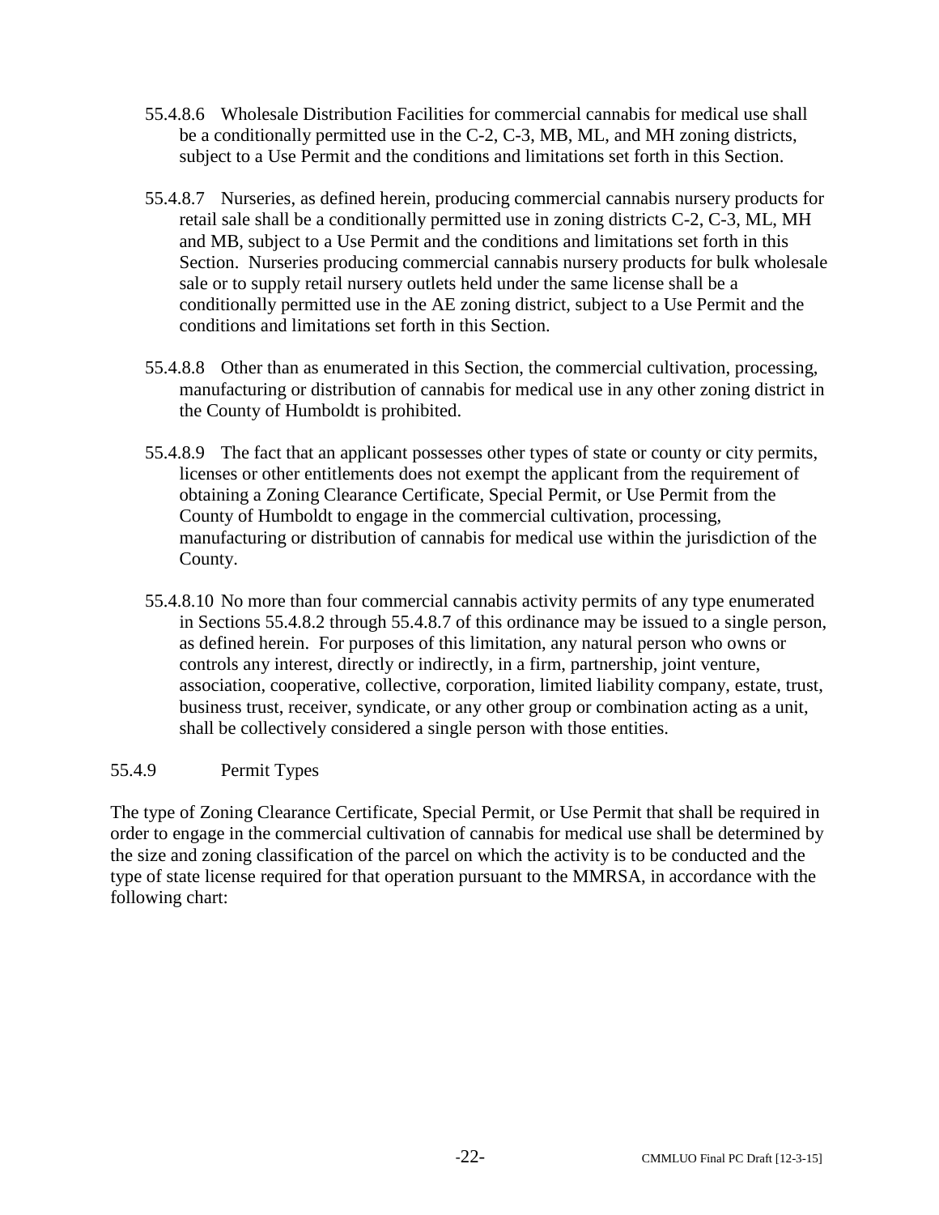55.4.8.6 Wholesale Distribution Facilities for commercial cannabis for medical use shall be a conditionally permitted use in the C-2, C-3, MB, ML, and MH zoning districts, subject to a Use Permit and the conditions and limitations set forth in this Section.

55.4.8.7 Nurseries, as defined herein, producing commercial cannabis nursery products for retail sale shall be a conditionally permitted use in zoning districts C-2, C-3, ML, MH and MB, subject to a Use Permit and the conditions and limitations set forth in this Section. Nurseries producing commercial cannabis nursery products for bulk wholesale sale or to supply retail nursery outlets held under the same license shall be a conditionally permitted use in the AE zoning district, subject to a Use Permit and the conditions and limitations set forth in this Section.

55.4.8.8 Other than as enumerated in this Section, the commercial cultivation, processing, manufacturing or distribution of cannabis for medical use in any other zoning district in the County of Humboldt is prohibited.

55.4.8.9 The fact that an applicant possesses other types of state or county or city permits, licenses or other entitlements does not exempt the applicant from the requirement of obtaining a Zoning Clearance Certificate, Special Permit, or Use Permit from the County of Humboldt to engage in the commercial cultivation, processing, manufacturing or distribution of cannabis for medical use within the jurisdiction of the County.

55.4.8.10 No more than four commercial cannabis activity permits of any type enumerated in Sections 55.4.8.2 through 55.4.8.7 of this ordinance may be issued to a single person, as defined herein. For purposes of this limitation, any natural person who owns or controls any interest, directly or indirectly, in a firm, partnership, joint venture, association, cooperative, collective, corporation, limited liability company, estate, trust, business trust, receiver, syndicate, or any other group or combination acting as a unit, shall be collectively considered a single person with those entities.

55.4.9 Permit Types

The type of Zoning Clearance Certificate, Special Permit, or Use Permit that shall be required in order to engage in the commercial cultivation of cannabis for medical use shall be determined by the size and zoning classification of the parcel on which the activity is to be conducted and the type of state license required for that operation pursuant to the MMRSA, in accordance with the following chart: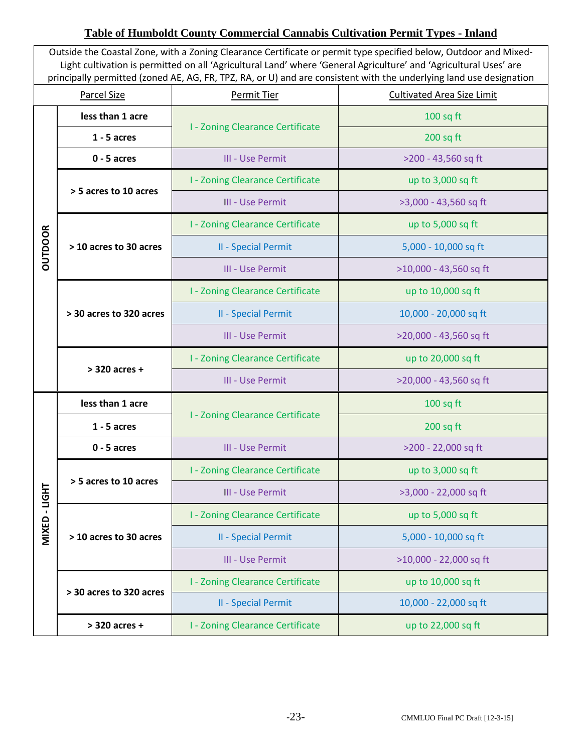## Table of Humboldt County Commercial Cannabis Cultivation Permit Types - Inland

Outside the Coastal Zone, with a Zoning Clearance Certificate or permit type specified below, Outdoor and Mixed-Light cultivation is permitted on all 'Agricultural Land' where 'General Agriculture' and 'Agricultural Uses' are principally permitted (zoned AE, AG, FR, TPZ, RA, or U) and are consistent with the underlying land use designation

| | Parcel Size | Permit Tier | Cultivated Area Size Limit |
|---|---|---|---|
| **OUTDOOR** | **less than 1 acre** | I - Zoning Clearance Certificate | 100 sq ft |
| | **1 - 5 acres** | I - Zoning Clearance Certificate | 200 sq ft |
| | **0 - 5 acres** | III - Use Permit | >200 - 43,560 sq ft |
| | **> 5 acres to 10 acres** | I - Zoning Clearance Certificate | up to 3,000 sq ft |
| | | III - Use Permit | >3,000 - 43,560 sq ft |
| | **> 10 acres to 30 acres** | I - Zoning Clearance Certificate | up to 5,000 sq ft |
| | | II - Special Permit | 5,000 - 10,000 sq ft |
| | | III - Use Permit | >10,000 - 43,560 sq ft |
| | **> 30 acres to 320 acres** | I - Zoning Clearance Certificate | up to 10,000 sq ft |
| | | II - Special Permit | 10,000 - 20,000 sq ft |
| | | III - Use Permit | >20,000 - 43,560 sq ft |
| | **> 320 acres +** | I - Zoning Clearance Certificate | up to 20,000 sq ft |
| | | III - Use Permit | >20,000 - 43,560 sq ft |
| **MIXED - LIGHT** | **less than 1 acre** | I - Zoning Clearance Certificate | 100 sq ft |
| | **1 - 5 acres** | I - Zoning Clearance Certificate | 200 sq ft |
| | **0 - 5 acres** | III - Use Permit | >200 - 22,000 sq ft |
| | **> 5 acres to 10 acres** | I - Zoning Clearance Certificate | up to 3,000 sq ft |
| | | III - Use Permit | >3,000 - 22,000 sq ft |
| | **> 10 acres to 30 acres** | I - Zoning Clearance Certificate | up to 5,000 sq ft |
| | | II - Special Permit | 5,000 - 10,000 sq ft |
| | | III - Use Permit | >10,000 - 22,000 sq ft |
| | **> 30 acres to 320 acres** | I - Zoning Clearance Certificate | up to 10,000 sq ft |
| | | II - Special Permit | 10,000 - 22,000 sq ft |
| | **> 320 acres +** | I - Zoning Clearance Certificate | up to 22,000 sq ft |

CMMLUO Final PC Draft [12-3-15]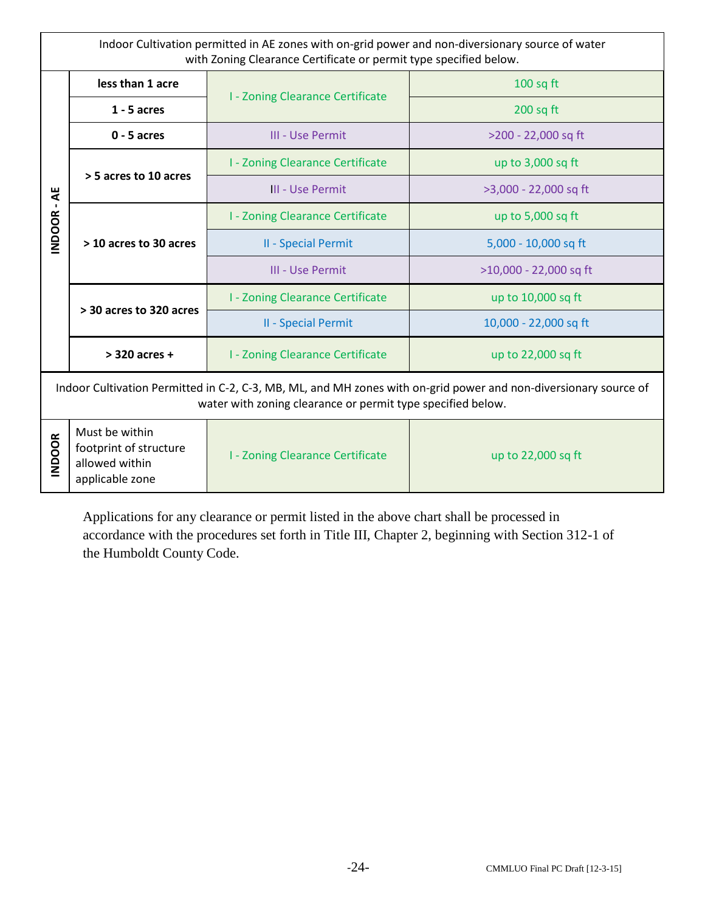| Indoor Cultivation permitted in AE zones with on-grid power and non-diversionary source of water with Zoning Clearance Certificate or permit type specified below. | | | |
|---|---|---|---|
| INDOOR - AE | less than 1 acre | I - Zoning Clearance Certificate | 100 sq ft |
| | 1 - 5 acres | I - Zoning Clearance Certificate | 200 sq ft |
| | 0 - 5 acres | III - Use Permit | >200 - 22,000 sq ft |
| | > 5 acres to 10 acres | I - Zoning Clearance Certificate | up to 3,000 sq ft |
| | | III - Use Permit | >3,000 - 22,000 sq ft |
| | > 10 acres to 30 acres | I - Zoning Clearance Certificate | up to 5,000 sq ft |
| | | II - Special Permit | 5,000 - 10,000 sq ft |
| | | III - Use Permit | >10,000 - 22,000 sq ft |
| | > 30 acres to 320 acres | I - Zoning Clearance Certificate | up to 10,000 sq ft |
| | | II - Special Permit | 10,000 - 22,000 sq ft |
| | > 320 acres + | I - Zoning Clearance Certificate | up to 22,000 sq ft |
| Indoor Cultivation Permitted in C-2, C-3, MB, ML, and MH zones with on-grid power and non-diversionary source of water with zoning clearance or permit type specified below. | | | |
| INDOOR | Must be within footprint of structure allowed within applicable zone | I - Zoning Clearance Certificate | up to 22,000 sq ft |

Applications for any clearance or permit listed in the above chart shall be processed in accordance with the procedures set forth in Title III, Chapter 2, beginning with Section 312-1 of the Humboldt County Code.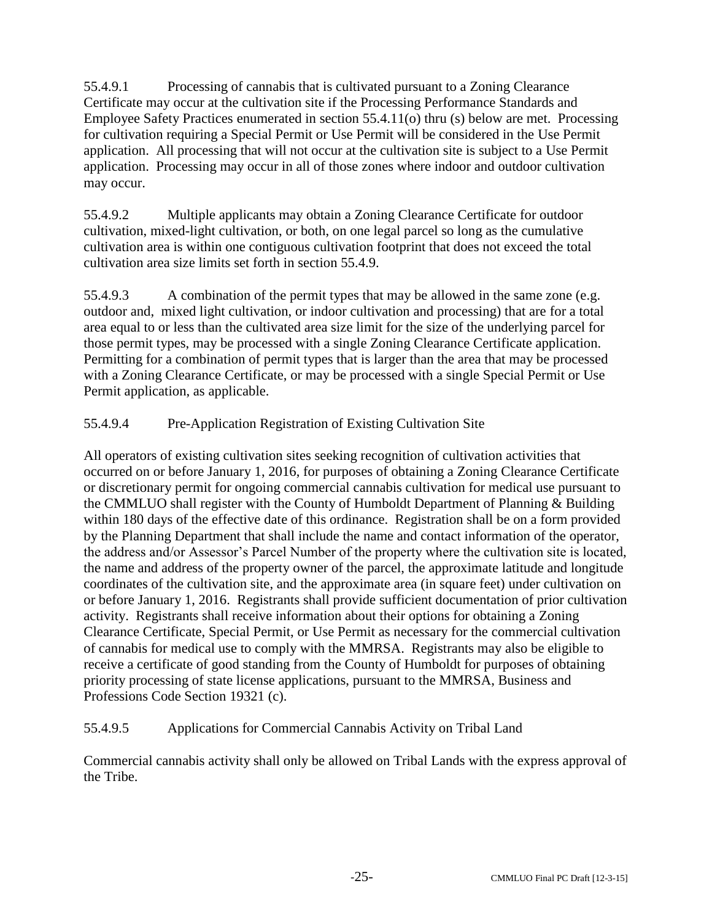55.4.9.1 Processing of cannabis that is cultivated pursuant to a Zoning Clearance Certificate may occur at the cultivation site if the Processing Performance Standards and Employee Safety Practices enumerated in section 55.4.11(o) thru (s) below are met. Processing for cultivation requiring a Special Permit or Use Permit will be considered in the Use Permit application. All processing that will not occur at the cultivation site is subject to a Use Permit application. Processing may occur in all of those zones where indoor and outdoor cultivation may occur.

55.4.9.2 Multiple applicants may obtain a Zoning Clearance Certificate for outdoor cultivation, mixed-light cultivation, or both, on one legal parcel so long as the cumulative cultivation area is within one contiguous cultivation footprint that does not exceed the total cultivation area size limits set forth in section 55.4.9.

55.4.9.3 A combination of the permit types that may be allowed in the same zone (e.g. outdoor and, mixed light cultivation, or indoor cultivation and processing) that are for a total area equal to or less than the cultivated area size limit for the size of the underlying parcel for those permit types, may be processed with a single Zoning Clearance Certificate application. Permitting for a combination of permit types that is larger than the area that may be processed with a Zoning Clearance Certificate, or may be processed with a single Special Permit or Use Permit application, as applicable.

55.4.9.4 Pre-Application Registration of Existing Cultivation Site

All operators of existing cultivation sites seeking recognition of cultivation activities that occurred on or before January 1, 2016, for purposes of obtaining a Zoning Clearance Certificate or discretionary permit for ongoing commercial cannabis cultivation for medical use pursuant to the CMMLUO shall register with the County of Humboldt Department of Planning & Building within 180 days of the effective date of this ordinance. Registration shall be on a form provided by the Planning Department that shall include the name and contact information of the operator, the address and/or Assessor's Parcel Number of the property where the cultivation site is located, the name and address of the property owner of the parcel, the approximate latitude and longitude coordinates of the cultivation site, and the approximate area (in square feet) under cultivation on or before January 1, 2016. Registrants shall provide sufficient documentation of prior cultivation activity. Registrants shall receive information about their options for obtaining a Zoning Clearance Certificate, Special Permit, or Use Permit as necessary for the commercial cultivation of cannabis for medical use to comply with the MMRSA. Registrants may also be eligible to receive a certificate of good standing from the County of Humboldt for purposes of obtaining priority processing of state license applications, pursuant to the MMRSA, Business and Professions Code Section 19321 (c).

55.4.9.5 Applications for Commercial Cannabis Activity on Tribal Land

Commercial cannabis activity shall only be allowed on Tribal Lands with the express approval of the Tribe.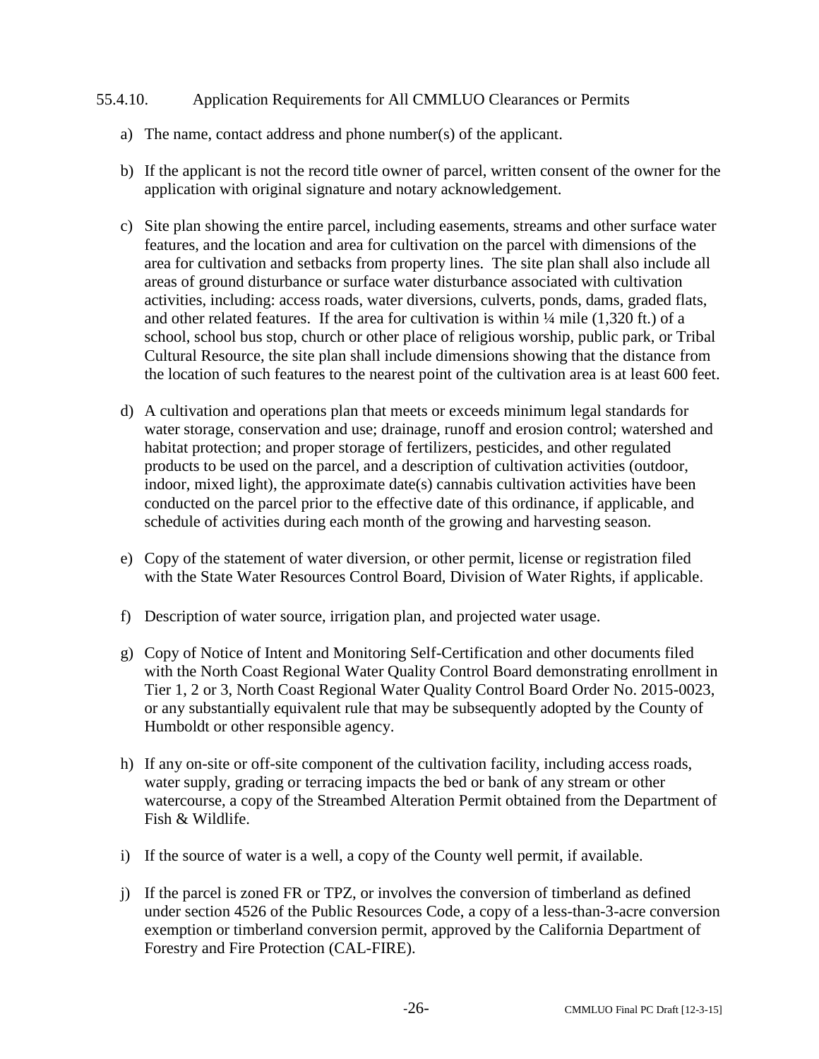### 55.4.10. Application Requirements for All CMMLUO Clearances or Permits

a) The name, contact address and phone number(s) of the applicant.

b) If the applicant is not the record title owner of parcel, written consent of the owner for the application with original signature and notary acknowledgement.

c) Site plan showing the entire parcel, including easements, streams and other surface water features, and the location and area for cultivation on the parcel with dimensions of the area for cultivation and setbacks from property lines. The site plan shall also include all areas of ground disturbance or surface water disturbance associated with cultivation activities, including: access roads, water diversions, culverts, ponds, dams, graded flats, and other related features. If the area for cultivation is within ¼ mile (1,320 ft.) of a school, school bus stop, church or other place of religious worship, public park, or Tribal Cultural Resource, the site plan shall include dimensions showing that the distance from the location of such features to the nearest point of the cultivation area is at least 600 feet.

d) A cultivation and operations plan that meets or exceeds minimum legal standards for water storage, conservation and use; drainage, runoff and erosion control; watershed and habitat protection; and proper storage of fertilizers, pesticides, and other regulated products to be used on the parcel, and a description of cultivation activities (outdoor, indoor, mixed light), the approximate date(s) cannabis cultivation activities have been conducted on the parcel prior to the effective date of this ordinance, if applicable, and schedule of activities during each month of the growing and harvesting season.

e) Copy of the statement of water diversion, or other permit, license or registration filed with the State Water Resources Control Board, Division of Water Rights, if applicable.

f) Description of water source, irrigation plan, and projected water usage.

g) Copy of Notice of Intent and Monitoring Self-Certification and other documents filed with the North Coast Regional Water Quality Control Board demonstrating enrollment in Tier 1, 2 or 3, North Coast Regional Water Quality Control Board Order No. 2015-0023, or any substantially equivalent rule that may be subsequently adopted by the County of Humboldt or other responsible agency.

h) If any on-site or off-site component of the cultivation facility, including access roads, water supply, grading or terracing impacts the bed or bank of any stream or other watercourse, a copy of the Streambed Alteration Permit obtained from the Department of Fish & Wildlife.

i) If the source of water is a well, a copy of the County well permit, if available.

j) If the parcel is zoned FR or TPZ, or involves the conversion of timberland as defined under section 4526 of the Public Resources Code, a copy of a less-than-3-acre conversion exemption or timberland conversion permit, approved by the California Department of Forestry and Fire Protection (CAL-FIRE).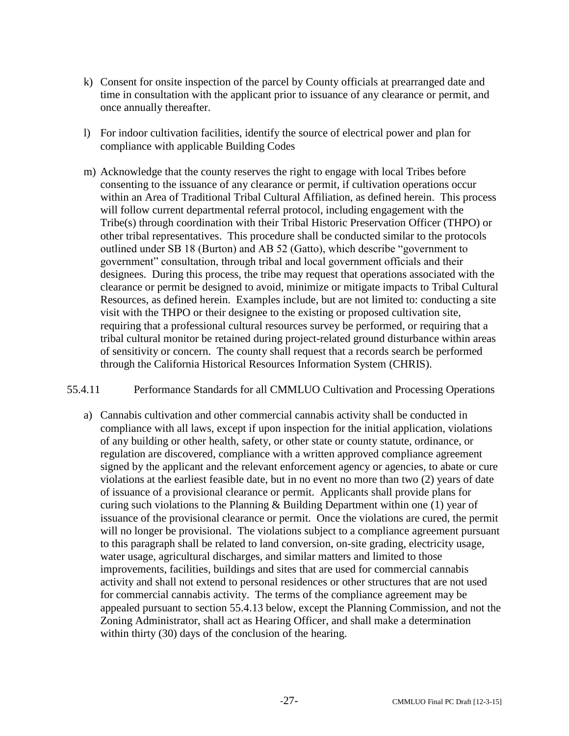k) Consent for onsite inspection of the parcel by County officials at prearranged date and time in consultation with the applicant prior to issuance of any clearance or permit, and once annually thereafter.

l) For indoor cultivation facilities, identify the source of electrical power and plan for compliance with applicable Building Codes

m) Acknowledge that the county reserves the right to engage with local Tribes before consenting to the issuance of any clearance or permit, if cultivation operations occur within an Area of Traditional Tribal Cultural Affiliation, as defined herein. This process will follow current departmental referral protocol, including engagement with the Tribe(s) through coordination with their Tribal Historic Preservation Officer (THPO) or other tribal representatives. This procedure shall be conducted similar to the protocols outlined under SB 18 (Burton) and AB 52 (Gatto), which describe "government to government" consultation, through tribal and local government officials and their designees. During this process, the tribe may request that operations associated with the clearance or permit be designed to avoid, minimize or mitigate impacts to Tribal Cultural Resources, as defined herein. Examples include, but are not limited to: conducting a site visit with the THPO or their designee to the existing or proposed cultivation site, requiring that a professional cultural resources survey be performed, or requiring that a tribal cultural monitor be retained during project-related ground disturbance within areas of sensitivity or concern. The county shall request that a records search be performed through the California Historical Resources Information System (CHRIS).

55.4.11 Performance Standards for all CMMLUO Cultivation and Processing Operations

a) Cannabis cultivation and other commercial cannabis activity shall be conducted in compliance with all laws, except if upon inspection for the initial application, violations of any building or other health, safety, or other state or county statute, ordinance, or regulation are discovered, compliance with a written approved compliance agreement signed by the applicant and the relevant enforcement agency or agencies, to abate or cure violations at the earliest feasible date, but in no event no more than two (2) years of date of issuance of a provisional clearance or permit. Applicants shall provide plans for curing such violations to the Planning & Building Department within one (1) year of issuance of the provisional clearance or permit. Once the violations are cured, the permit will no longer be provisional. The violations subject to a compliance agreement pursuant to this paragraph shall be related to land conversion, on-site grading, electricity usage, water usage, agricultural discharges, and similar matters and limited to those improvements, facilities, buildings and sites that are used for commercial cannabis activity and shall not extend to personal residences or other structures that are not used for commercial cannabis activity. The terms of the compliance agreement may be appealed pursuant to section 55.4.13 below, except the Planning Commission, and not the Zoning Administrator, shall act as Hearing Officer, and shall make a determination within thirty (30) days of the conclusion of the hearing.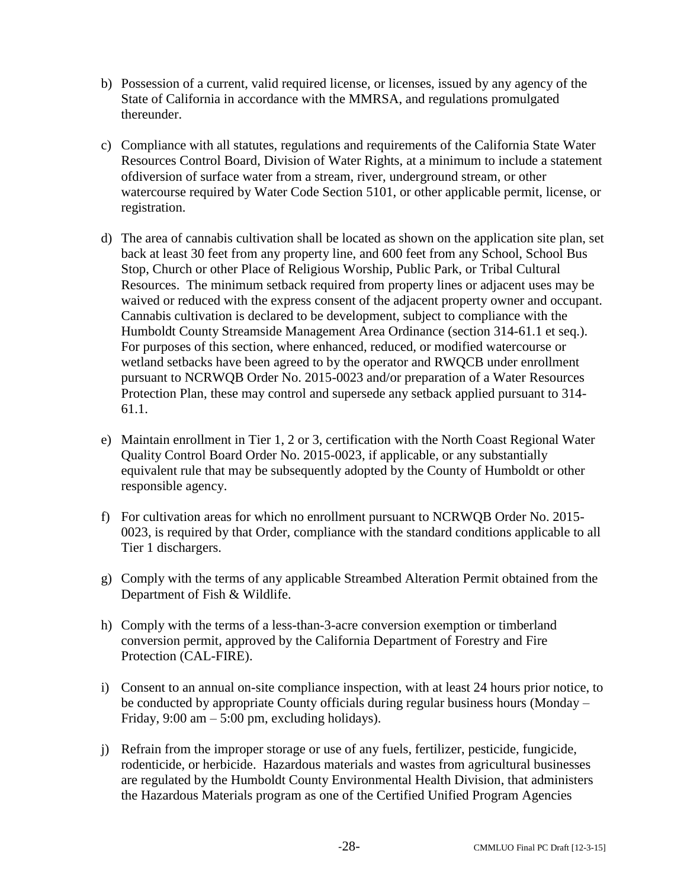b) Possession of a current, valid required license, or licenses, issued by any agency of the State of California in accordance with the MMRSA, and regulations promulgated thereunder.

c) Compliance with all statutes, regulations and requirements of the California State Water Resources Control Board, Division of Water Rights, at a minimum to include a statement ofdiversion of surface water from a stream, river, underground stream, or other watercourse required by Water Code Section 5101, or other applicable permit, license, or registration.

d) The area of cannabis cultivation shall be located as shown on the application site plan, set back at least 30 feet from any property line, and 600 feet from any School, School Bus Stop, Church or other Place of Religious Worship, Public Park, or Tribal Cultural Resources. The minimum setback required from property lines or adjacent uses may be waived or reduced with the express consent of the adjacent property owner and occupant. Cannabis cultivation is declared to be development, subject to compliance with the Humboldt County Streamside Management Area Ordinance (section 314-61.1 et seq.). For purposes of this section, where enhanced, reduced, or modified watercourse or wetland setbacks have been agreed to by the operator and RWQCB under enrollment pursuant to NCRWQB Order No. 2015-0023 and/or preparation of a Water Resources Protection Plan, these may control and supersede any setback applied pursuant to 314-61.1.

e) Maintain enrollment in Tier 1, 2 or 3, certification with the North Coast Regional Water Quality Control Board Order No. 2015-0023, if applicable, or any substantially equivalent rule that may be subsequently adopted by the County of Humboldt or other responsible agency.

f) For cultivation areas for which no enrollment pursuant to NCRWQB Order No. 2015-0023, is required by that Order, compliance with the standard conditions applicable to all Tier 1 dischargers.

g) Comply with the terms of any applicable Streambed Alteration Permit obtained from the Department of Fish & Wildlife.

h) Comply with the terms of a less-than-3-acre conversion exemption or timberland conversion permit, approved by the California Department of Forestry and Fire Protection (CAL-FIRE).

i) Consent to an annual on-site compliance inspection, with at least 24 hours prior notice, to be conducted by appropriate County officials during regular business hours (Monday – Friday, 9:00 am – 5:00 pm, excluding holidays).

j) Refrain from the improper storage or use of any fuels, fertilizer, pesticide, fungicide, rodenticide, or herbicide. Hazardous materials and wastes from agricultural businesses are regulated by the Humboldt County Environmental Health Division, that administers the Hazardous Materials program as one of the Certified Unified Program Agencies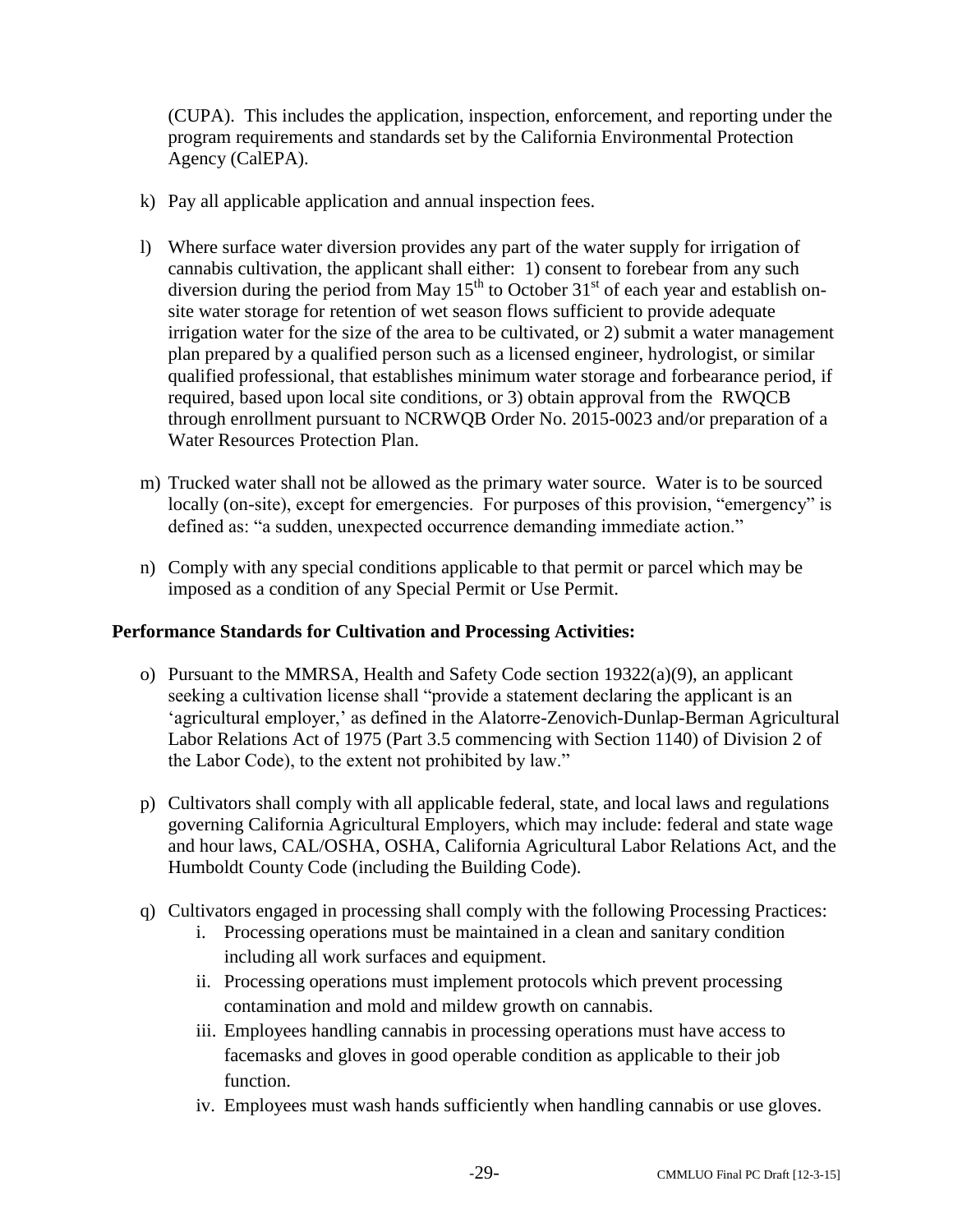(CUPA). This includes the application, inspection, enforcement, and reporting under the program requirements and standards set by the California Environmental Protection Agency (CalEPA).

k) Pay all applicable application and annual inspection fees.

l) Where surface water diversion provides any part of the water supply for irrigation of cannabis cultivation, the applicant shall either: 1) consent to forebear from any such diversion during the period from May 15th to October 31st of each year and establish on-site water storage for retention of wet season flows sufficient to provide adequate irrigation water for the size of the area to be cultivated, or 2) submit a water management plan prepared by a qualified person such as a licensed engineer, hydrologist, or similar qualified professional, that establishes minimum water storage and forbearance period, if required, based upon local site conditions, or 3) obtain approval from the RWQCB through enrollment pursuant to NCRWQB Order No. 2015-0023 and/or preparation of a Water Resources Protection Plan.

m) Trucked water shall not be allowed as the primary water source. Water is to be sourced locally (on-site), except for emergencies. For purposes of this provision, "emergency" is defined as: "a sudden, unexpected occurrence demanding immediate action."

n) Comply with any special conditions applicable to that permit or parcel which may be imposed as a condition of any Special Permit or Use Permit.

**Performance Standards for Cultivation and Processing Activities:**

o) Pursuant to the MMRSA, Health and Safety Code section 19322(a)(9), an applicant seeking a cultivation license shall "provide a statement declaring the applicant is an 'agricultural employer,' as defined in the Alatorre-Zenovich-Dunlap-Berman Agricultural Labor Relations Act of 1975 (Part 3.5 commencing with Section 1140) of Division 2 of the Labor Code), to the extent not prohibited by law."

p) Cultivators shall comply with all applicable federal, state, and local laws and regulations governing California Agricultural Employers, which may include: federal and state wage and hour laws, CAL/OSHA, OSHA, California Agricultural Labor Relations Act, and the Humboldt County Code (including the Building Code).

q) Cultivators engaged in processing shall comply with the following Processing Practices:
   i. Processing operations must be maintained in a clean and sanitary condition including all work surfaces and equipment.
   ii. Processing operations must implement protocols which prevent processing contamination and mold and mildew growth on cannabis.
   iii. Employees handling cannabis in processing operations must have access to facemasks and gloves in good operable condition as applicable to their job function.
   iv. Employees must wash hands sufficiently when handling cannabis or use gloves.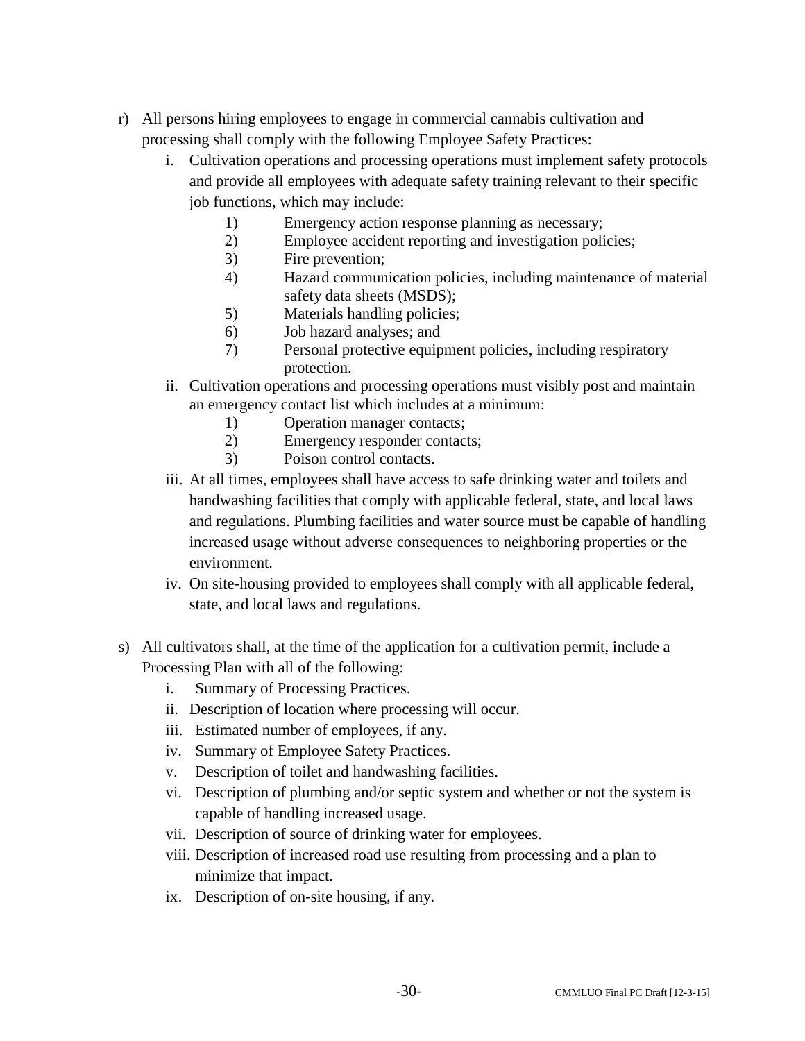r) All persons hiring employees to engage in commercial cannabis cultivation and processing shall comply with the following Employee Safety Practices:

   i. Cultivation operations and processing operations must implement safety protocols and provide all employees with adequate safety training relevant to their specific job functions, which may include:

      1) Emergency action response planning as necessary;
      2) Employee accident reporting and investigation policies;
      3) Fire prevention;
      4) Hazard communication policies, including maintenance of material safety data sheets (MSDS);
      5) Materials handling policies;
      6) Job hazard analyses; and
      7) Personal protective equipment policies, including respiratory protection.

   ii. Cultivation operations and processing operations must visibly post and maintain an emergency contact list which includes at a minimum:

      1) Operation manager contacts;
      2) Emergency responder contacts;
      3) Poison control contacts.

   iii. At all times, employees shall have access to safe drinking water and toilets and handwashing facilities that comply with applicable federal, state, and local laws and regulations. Plumbing facilities and water source must be capable of handling increased usage without adverse consequences to neighboring properties or the environment.

   iv. On site-housing provided to employees shall comply with all applicable federal, state, and local laws and regulations.

s) All cultivators shall, at the time of the application for a cultivation permit, include a Processing Plan with all of the following:

   i. Summary of Processing Practices.
   ii. Description of location where processing will occur.
   iii. Estimated number of employees, if any.
   iv. Summary of Employee Safety Practices.
   v. Description of toilet and handwashing facilities.
   vi. Description of plumbing and/or septic system and whether or not the system is capable of handling increased usage.
   vii. Description of source of drinking water for employees.
   viii. Description of increased road use resulting from processing and a plan to minimize that impact.
   ix. Description of on-site housing, if any.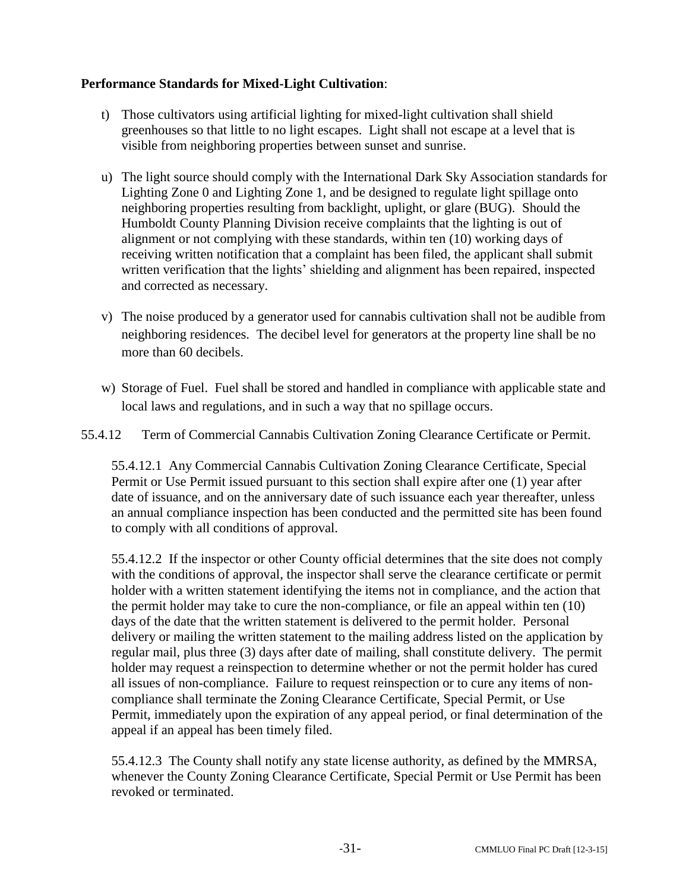**Performance Standards for Mixed-Light Cultivation**:

t) Those cultivators using artificial lighting for mixed-light cultivation shall shield greenhouses so that little to no light escapes. Light shall not escape at a level that is visible from neighboring properties between sunset and sunrise.

u) The light source should comply with the International Dark Sky Association standards for Lighting Zone 0 and Lighting Zone 1, and be designed to regulate light spillage onto neighboring properties resulting from backlight, uplight, or glare (BUG). Should the Humboldt County Planning Division receive complaints that the lighting is out of alignment or not complying with these standards, within ten (10) working days of receiving written notification that a complaint has been filed, the applicant shall submit written verification that the lights' shielding and alignment has been repaired, inspected and corrected as necessary.

v) The noise produced by a generator used for cannabis cultivation shall not be audible from neighboring residences. The decibel level for generators at the property line shall be no more than 60 decibels.

w) Storage of Fuel. Fuel shall be stored and handled in compliance with applicable state and local laws and regulations, and in such a way that no spillage occurs.

55.4.12 Term of Commercial Cannabis Cultivation Zoning Clearance Certificate or Permit.

55.4.12.1 Any Commercial Cannabis Cultivation Zoning Clearance Certificate, Special Permit or Use Permit issued pursuant to this section shall expire after one (1) year after date of issuance, and on the anniversary date of such issuance each year thereafter, unless an annual compliance inspection has been conducted and the permitted site has been found to comply with all conditions of approval.

55.4.12.2 If the inspector or other County official determines that the site does not comply with the conditions of approval, the inspector shall serve the clearance certificate or permit holder with a written statement identifying the items not in compliance, and the action that the permit holder may take to cure the non-compliance, or file an appeal within ten (10) days of the date that the written statement is delivered to the permit holder. Personal delivery or mailing the written statement to the mailing address listed on the application by regular mail, plus three (3) days after date of mailing, shall constitute delivery. The permit holder may request a reinspection to determine whether or not the permit holder has cured all issues of non-compliance. Failure to request reinspection or to cure any items of non-compliance shall terminate the Zoning Clearance Certificate, Special Permit, or Use Permit, immediately upon the expiration of any appeal period, or final determination of the appeal if an appeal has been timely filed.

55.4.12.3 The County shall notify any state license authority, as defined by the MMRSA, whenever the County Zoning Clearance Certificate, Special Permit or Use Permit has been revoked or terminated.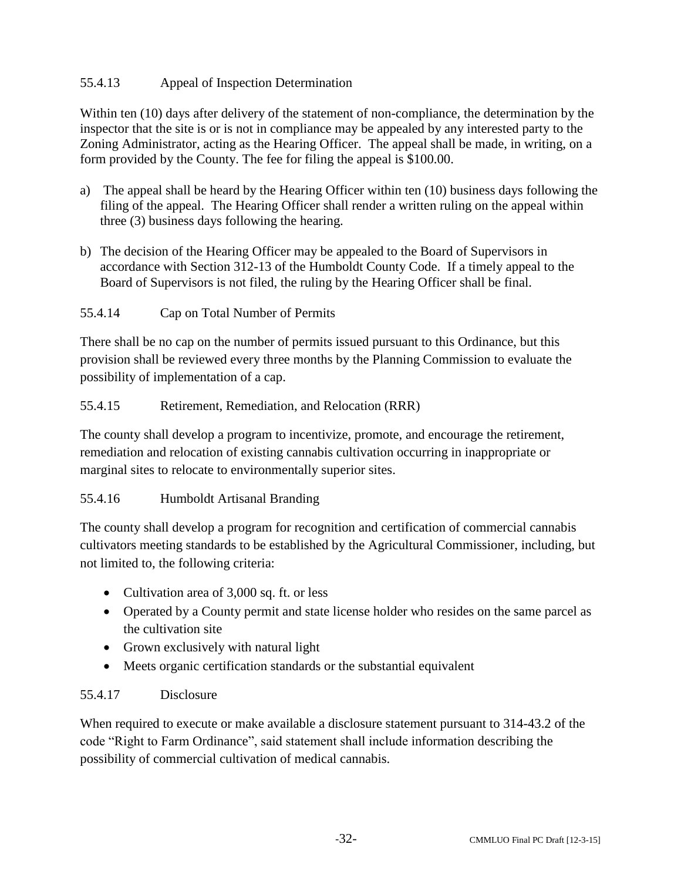### 55.4.13 Appeal of Inspection Determination

Within ten (10) days after delivery of the statement of non-compliance, the determination by the inspector that the site is or is not in compliance may be appealed by any interested party to the Zoning Administrator, acting as the Hearing Officer. The appeal shall be made, in writing, on a form provided by the County. The fee for filing the appeal is $100.00.

a) The appeal shall be heard by the Hearing Officer within ten (10) business days following the filing of the appeal. The Hearing Officer shall render a written ruling on the appeal within three (3) business days following the hearing.

b) The decision of the Hearing Officer may be appealed to the Board of Supervisors in accordance with Section 312-13 of the Humboldt County Code. If a timely appeal to the Board of Supervisors is not filed, the ruling by the Hearing Officer shall be final.

### 55.4.14 Cap on Total Number of Permits

There shall be no cap on the number of permits issued pursuant to this Ordinance, but this provision shall be reviewed every three months by the Planning Commission to evaluate the possibility of implementation of a cap.

### 55.4.15 Retirement, Remediation, and Relocation (RRR)

The county shall develop a program to incentivize, promote, and encourage the retirement, remediation and relocation of existing cannabis cultivation occurring in inappropriate or marginal sites to relocate to environmentally superior sites.

### 55.4.16 Humboldt Artisanal Branding

The county shall develop a program for recognition and certification of commercial cannabis cultivators meeting standards to be established by the Agricultural Commissioner, including, but not limited to, the following criteria:

- Cultivation area of 3,000 sq. ft. or less
- Operated by a County permit and state license holder who resides on the same parcel as the cultivation site
- Grown exclusively with natural light
- Meets organic certification standards or the substantial equivalent

### 55.4.17 Disclosure

When required to execute or make available a disclosure statement pursuant to 314-43.2 of the code "Right to Farm Ordinance", said statement shall include information describing the possibility of commercial cultivation of medical cannabis.